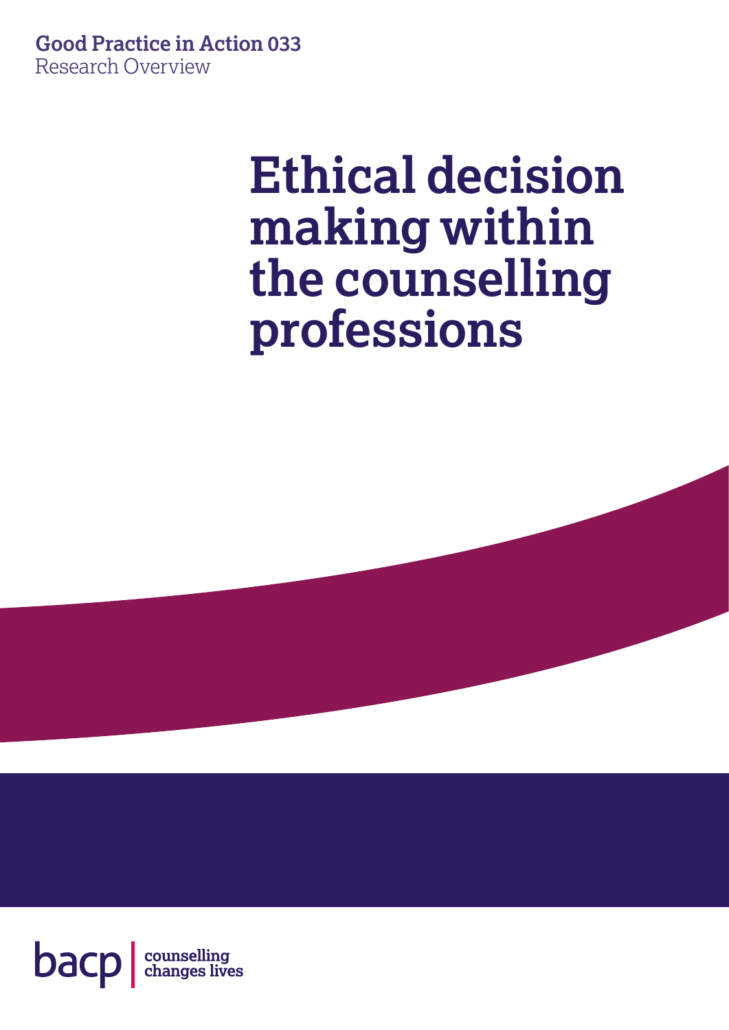**Good Practice in Action 033**
Research Overview

# Ethical decision making within the counselling professions

bacp | counselling changes lives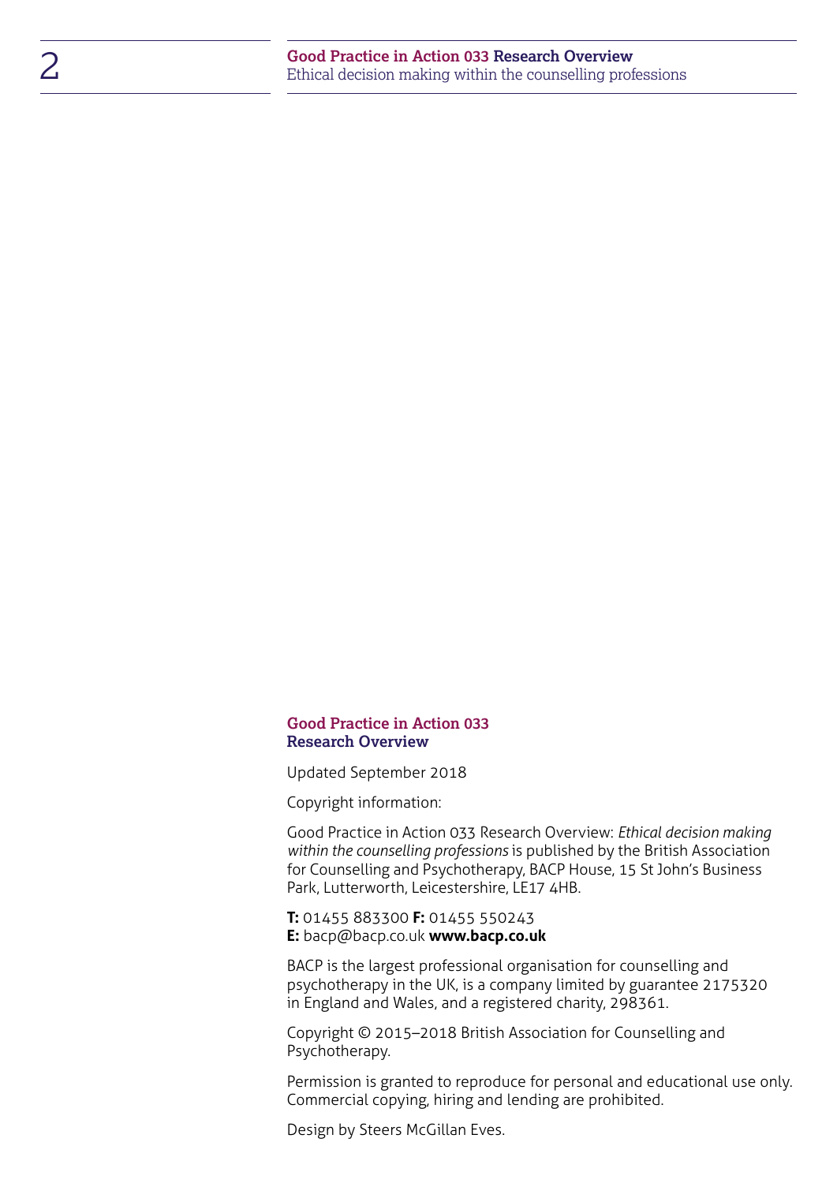**Good Practice in Action 033**
**Research Overview**

Updated September 2018

Copyright information:

Good Practice in Action 033 Research Overview: *Ethical decision making within the counselling professions* is published by the British Association for Counselling and Psychotherapy, BACP House, 15 St John's Business Park, Lutterworth, Leicestershire, LE17 4HB.

**T:** 01455 883300 **F:** 01455 550243
**E:** bacp@bacp.co.uk **www.bacp.co.uk**

BACP is the largest professional organisation for counselling and psychotherapy in the UK, is a company limited by guarantee 2175320 in England and Wales, and a registered charity, 298361.

Copyright © 2015–2018 British Association for Counselling and Psychotherapy.

Permission is granted to reproduce for personal and educational use only. Commercial copying, hiring and lending are prohibited.

Design by Steers McGillan Eves.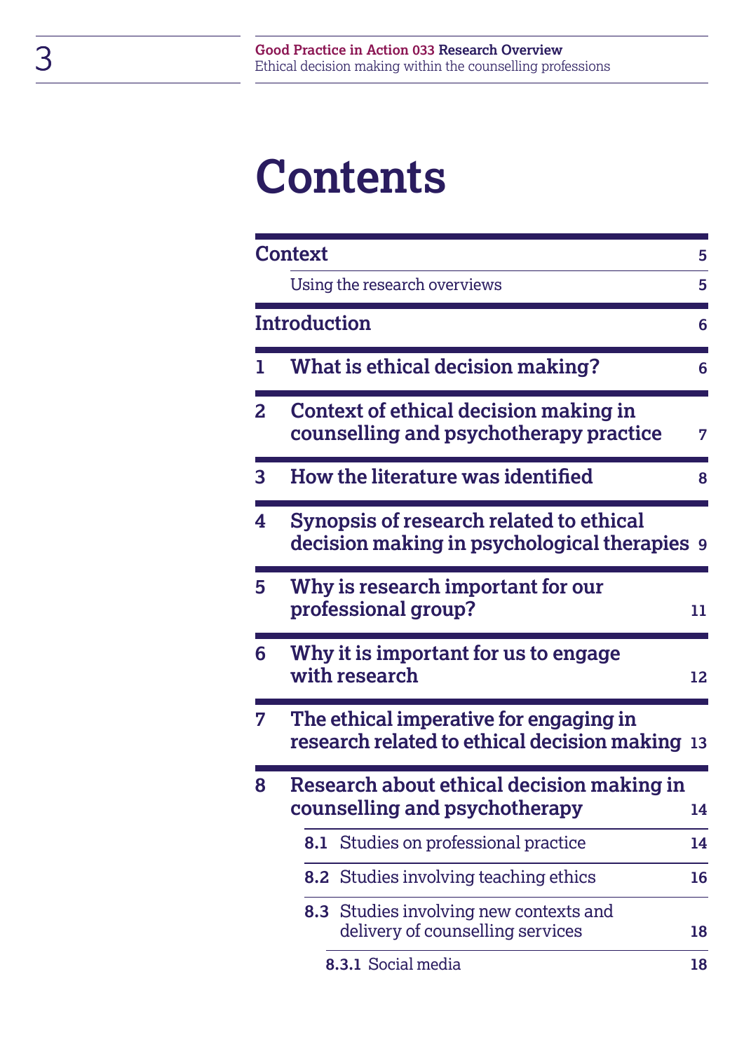# Contents

| | | |
|---|---|---|
| **Context** | | **5** |
| | Using the research overviews | **5** |
| **Introduction** | | **6** |
| **1** | **What is ethical decision making?** | **6** |
| **2** | **Context of ethical decision making in counselling and psychotherapy practice** | **7** |
| **3** | **How the literature was identified** | **8** |
| **4** | **Synopsis of research related to ethical decision making in psychological therapies** | **9** |
| **5** | **Why is research important for our professional group?** | **11** |
| **6** | **Why it is important for us to engage with research** | **12** |
| **7** | **The ethical imperative for engaging in research related to ethical decision making** | **13** |
| **8** | **Research about ethical decision making in counselling and psychotherapy** | **14** |
| | **8.1** Studies on professional practice | **14** |
| | **8.2** Studies involving teaching ethics | **16** |
| | **8.3** Studies involving new contexts and delivery of counselling services | **18** |
| | **8.3.1** Social media | **18** |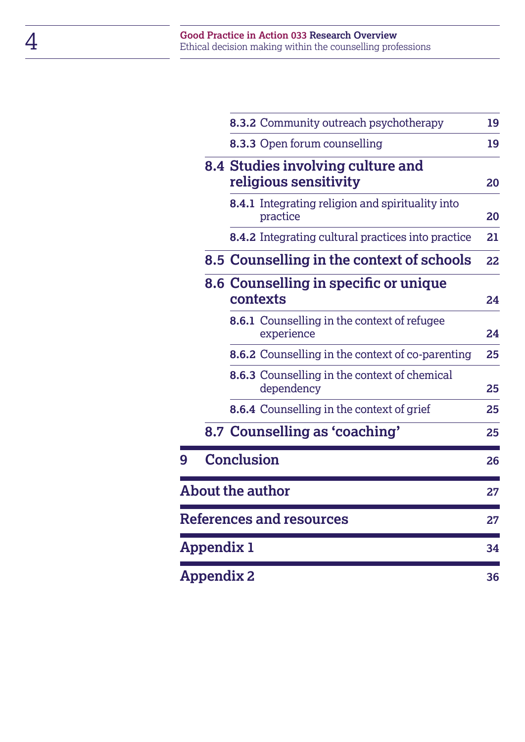| | | |
|---|---|---|
| | **8.3.2** Community outreach psychotherapy | **19** |
| | **8.3.3** Open forum counselling | **19** |
| **8.4** | **Studies involving culture and religious sensitivity** | **20** |
| | **8.4.1** Integrating religion and spirituality into practice | **20** |
| | **8.4.2** Integrating cultural practices into practice | **21** |
| **8.5** | **Counselling in the context of schools** | **22** |
| **8.6** | **Counselling in specific or unique contexts** | **24** |
| | **8.6.1** Counselling in the context of refugee experience | **24** |
| | **8.6.2** Counselling in the context of co-parenting | **25** |
| | **8.6.3** Counselling in the context of chemical dependency | **25** |
| | **8.6.4** Counselling in the context of grief | **25** |
| **8.7** | **Counselling as 'coaching'** | **25** |
| **9** | **Conclusion** | **26** |
| **About the author** | | **27** |
| **References and resources** | | **27** |
| **Appendix 1** | | **34** |
| **Appendix 2** | | **36** |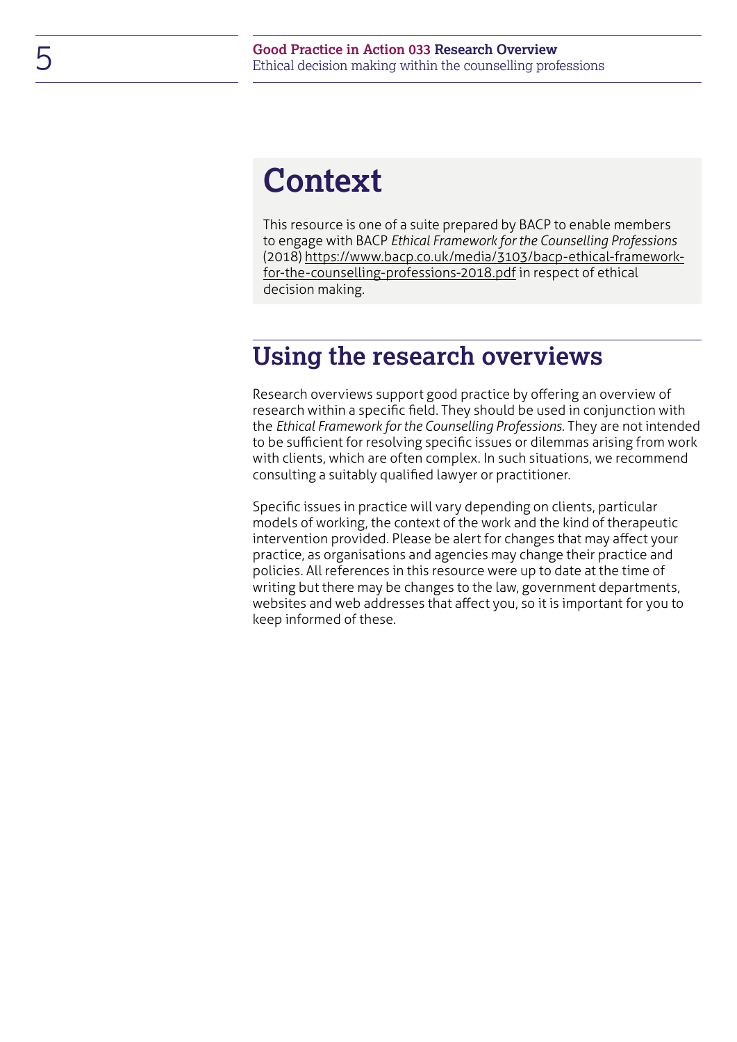# Context

This resource is one of a suite prepared by BACP to enable members to engage with BACP *Ethical Framework for the Counselling Professions* (2018) https://www.bacp.co.uk/media/3103/bacp-ethical-framework-for-the-counselling-professions-2018.pdf in respect of ethical decision making.

## Using the research overviews

Research overviews support good practice by offering an overview of research within a specific field. They should be used in conjunction with the *Ethical Framework for the Counselling Professions*. They are not intended to be sufficient for resolving specific issues or dilemmas arising from work with clients, which are often complex. In such situations, we recommend consulting a suitably qualified lawyer or practitioner.

Specific issues in practice will vary depending on clients, particular models of working, the context of the work and the kind of therapeutic intervention provided. Please be alert for changes that may affect your practice, as organisations and agencies may change their practice and policies. All references in this resource were up to date at the time of writing but there may be changes to the law, government departments, websites and web addresses that affect you, so it is important for you to keep informed of these.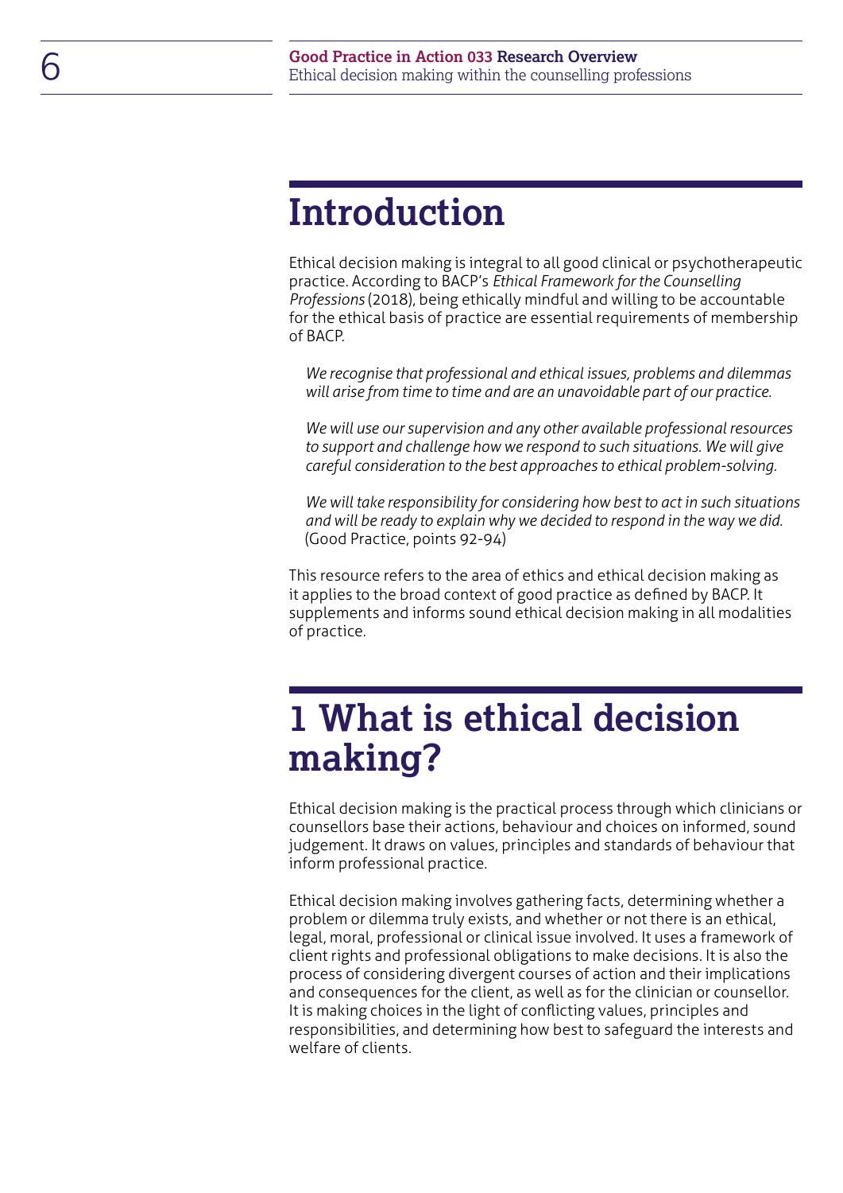# Introduction

Ethical decision making is integral to all good clinical or psychotherapeutic practice. According to BACP's *Ethical Framework for the Counselling Professions* (2018), being ethically mindful and willing to be accountable for the ethical basis of practice are essential requirements of membership of BACP.

> *We recognise that professional and ethical issues, problems and dilemmas will arise from time to time and are an unavoidable part of our practice.*
>
> *We will use our supervision and any other available professional resources to support and challenge how we respond to such situations. We will give careful consideration to the best approaches to ethical problem-solving.*
>
> *We will take responsibility for considering how best to act in such situations and will be ready to explain why we decided to respond in the way we did.* (Good Practice, points 92-94)

This resource refers to the area of ethics and ethical decision making as it applies to the broad context of good practice as defined by BACP. It supplements and informs sound ethical decision making in all modalities of practice.

# 1 What is ethical decision making?

Ethical decision making is the practical process through which clinicians or counsellors base their actions, behaviour and choices on informed, sound judgement. It draws on values, principles and standards of behaviour that inform professional practice.

Ethical decision making involves gathering facts, determining whether a problem or dilemma truly exists, and whether or not there is an ethical, legal, moral, professional or clinical issue involved. It uses a framework of client rights and professional obligations to make decisions. It is also the process of considering divergent courses of action and their implications and consequences for the client, as well as for the clinician or counsellor. It is making choices in the light of conflicting values, principles and responsibilities, and determining how best to safeguard the interests and welfare of clients.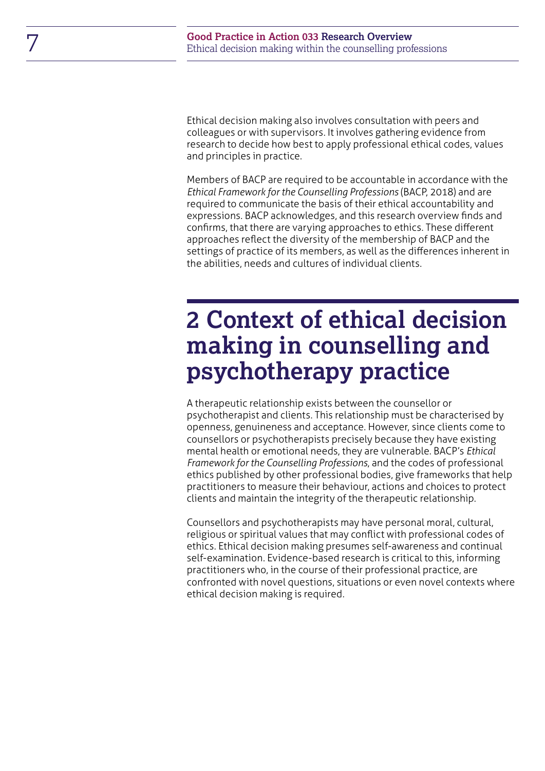Ethical decision making also involves consultation with peers and colleagues or with supervisors. It involves gathering evidence from research to decide how best to apply professional ethical codes, values and principles in practice.

Members of BACP are required to be accountable in accordance with the *Ethical Framework for the Counselling Professions* (BACP, 2018) and are required to communicate the basis of their ethical accountability and expressions. BACP acknowledges, and this research overview finds and confirms, that there are varying approaches to ethics. These different approaches reflect the diversity of the membership of BACP and the settings of practice of its members, as well as the differences inherent in the abilities, needs and cultures of individual clients.

# 2 Context of ethical decision making in counselling and psychotherapy practice

A therapeutic relationship exists between the counsellor or psychotherapist and clients. This relationship must be characterised by openness, genuineness and acceptance. However, since clients come to counsellors or psychotherapists precisely because they have existing mental health or emotional needs, they are vulnerable. BACP's *Ethical Framework for the Counselling Professions*, and the codes of professional ethics published by other professional bodies, give frameworks that help practitioners to measure their behaviour, actions and choices to protect clients and maintain the integrity of the therapeutic relationship.

Counsellors and psychotherapists may have personal moral, cultural, religious or spiritual values that may conflict with professional codes of ethics. Ethical decision making presumes self-awareness and continual self-examination. Evidence-based research is critical to this, informing practitioners who, in the course of their professional practice, are confronted with novel questions, situations or even novel contexts where ethical decision making is required.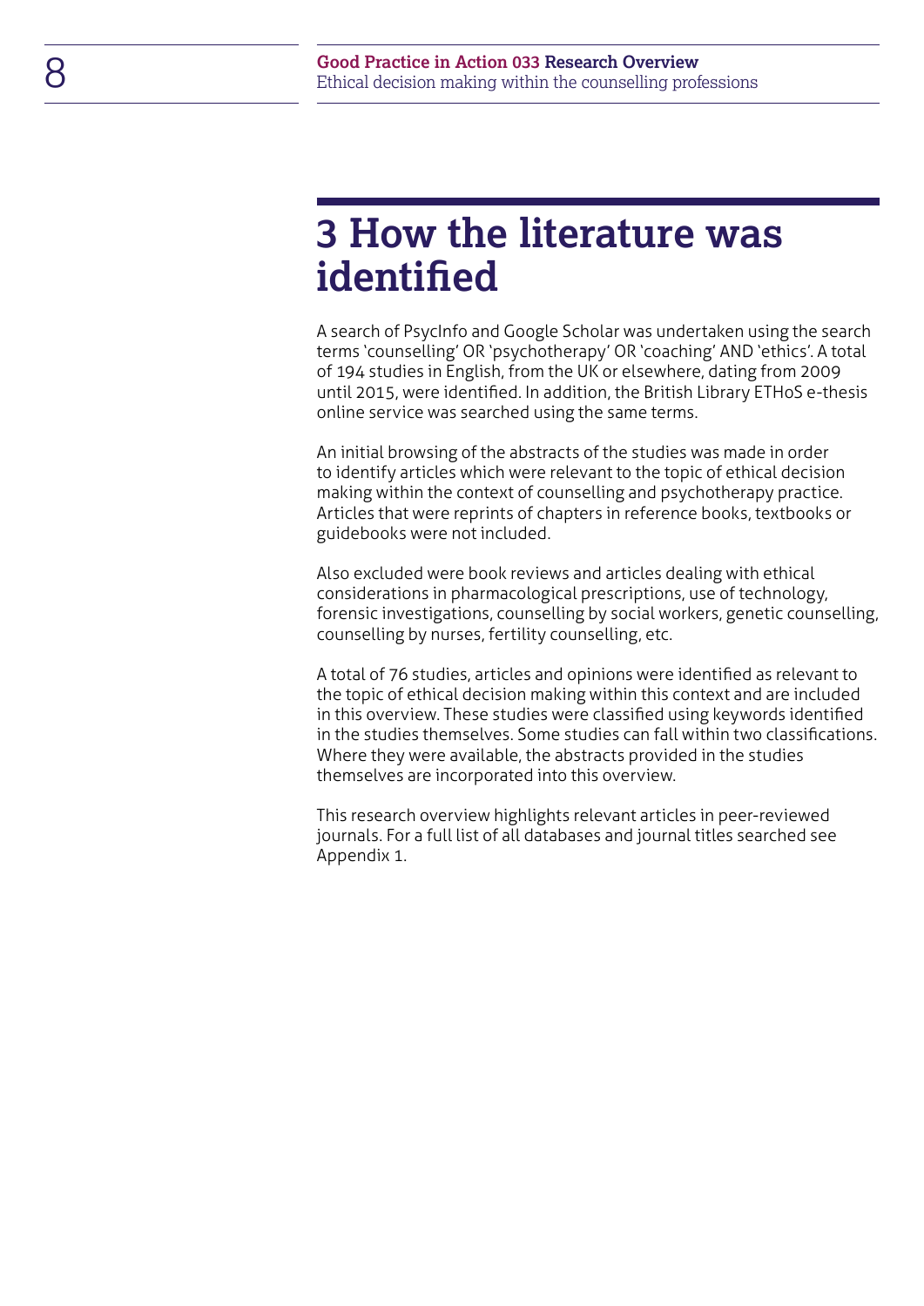# 3 How the literature was identified

A search of PsycInfo and Google Scholar was undertaken using the search terms 'counselling' OR 'psychotherapy' OR 'coaching' AND 'ethics'. A total of 194 studies in English, from the UK or elsewhere, dating from 2009 until 2015, were identified. In addition, the British Library ETHoS e-thesis online service was searched using the same terms.

An initial browsing of the abstracts of the studies was made in order to identify articles which were relevant to the topic of ethical decision making within the context of counselling and psychotherapy practice. Articles that were reprints of chapters in reference books, textbooks or guidebooks were not included.

Also excluded were book reviews and articles dealing with ethical considerations in pharmacological prescriptions, use of technology, forensic investigations, counselling by social workers, genetic counselling, counselling by nurses, fertility counselling, etc.

A total of 76 studies, articles and opinions were identified as relevant to the topic of ethical decision making within this context and are included in this overview. These studies were classified using keywords identified in the studies themselves. Some studies can fall within two classifications. Where they were available, the abstracts provided in the studies themselves are incorporated into this overview.

This research overview highlights relevant articles in peer-reviewed journals. For a full list of all databases and journal titles searched see Appendix 1.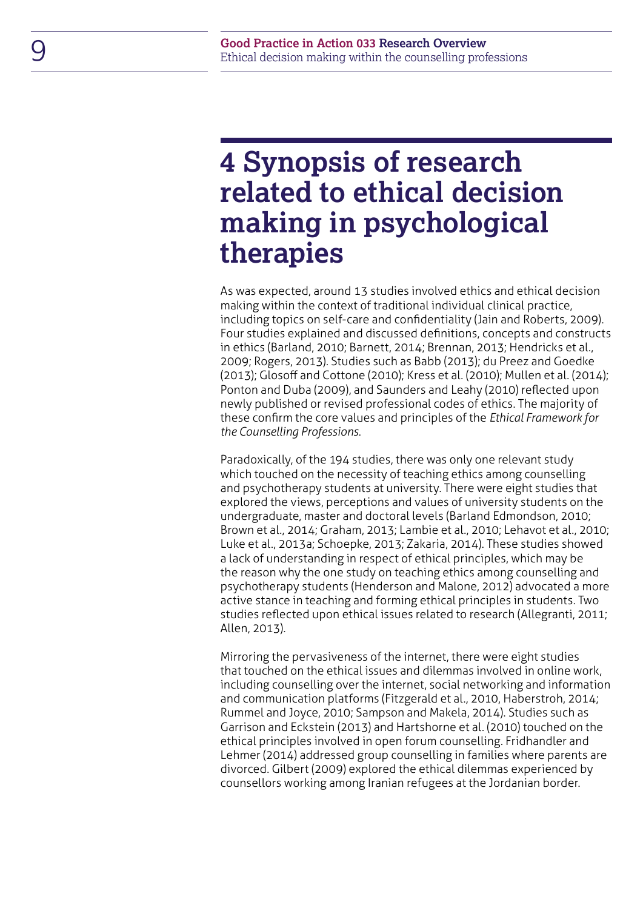# 4 Synopsis of research related to ethical decision making in psychological therapies

As was expected, around 13 studies involved ethics and ethical decision making within the context of traditional individual clinical practice, including topics on self-care and confidentiality (Jain and Roberts, 2009). Four studies explained and discussed definitions, concepts and constructs in ethics (Barland, 2010; Barnett, 2014; Brennan, 2013; Hendricks et al., 2009; Rogers, 2013). Studies such as Babb (2013); du Preez and Goedke (2013); Glosoff and Cottone (2010); Kress et al. (2010); Mullen et al. (2014); Ponton and Duba (2009), and Saunders and Leahy (2010) reflected upon newly published or revised professional codes of ethics. The majority of these confirm the core values and principles of the *Ethical Framework for the Counselling Professions*.

Paradoxically, of the 194 studies, there was only one relevant study which touched on the necessity of teaching ethics among counselling and psychotherapy students at university. There were eight studies that explored the views, perceptions and values of university students on the undergraduate, master and doctoral levels (Barland Edmondson, 2010; Brown et al., 2014; Graham, 2013; Lambie et al., 2010; Lehavot et al., 2010; Luke et al., 2013a; Schoepke, 2013; Zakaria, 2014). These studies showed a lack of understanding in respect of ethical principles, which may be the reason why the one study on teaching ethics among counselling and psychotherapy students (Henderson and Malone, 2012) advocated a more active stance in teaching and forming ethical principles in students. Two studies reflected upon ethical issues related to research (Allegranti, 2011; Allen, 2013).

Mirroring the pervasiveness of the internet, there were eight studies that touched on the ethical issues and dilemmas involved in online work, including counselling over the internet, social networking and information and communication platforms (Fitzgerald et al., 2010, Haberstroh, 2014; Rummel and Joyce, 2010; Sampson and Makela, 2014). Studies such as Garrison and Eckstein (2013) and Hartshorne et al. (2010) touched on the ethical principles involved in open forum counselling. Fridhandler and Lehmer (2014) addressed group counselling in families where parents are divorced. Gilbert (2009) explored the ethical dilemmas experienced by counsellors working among Iranian refugees at the Jordanian border.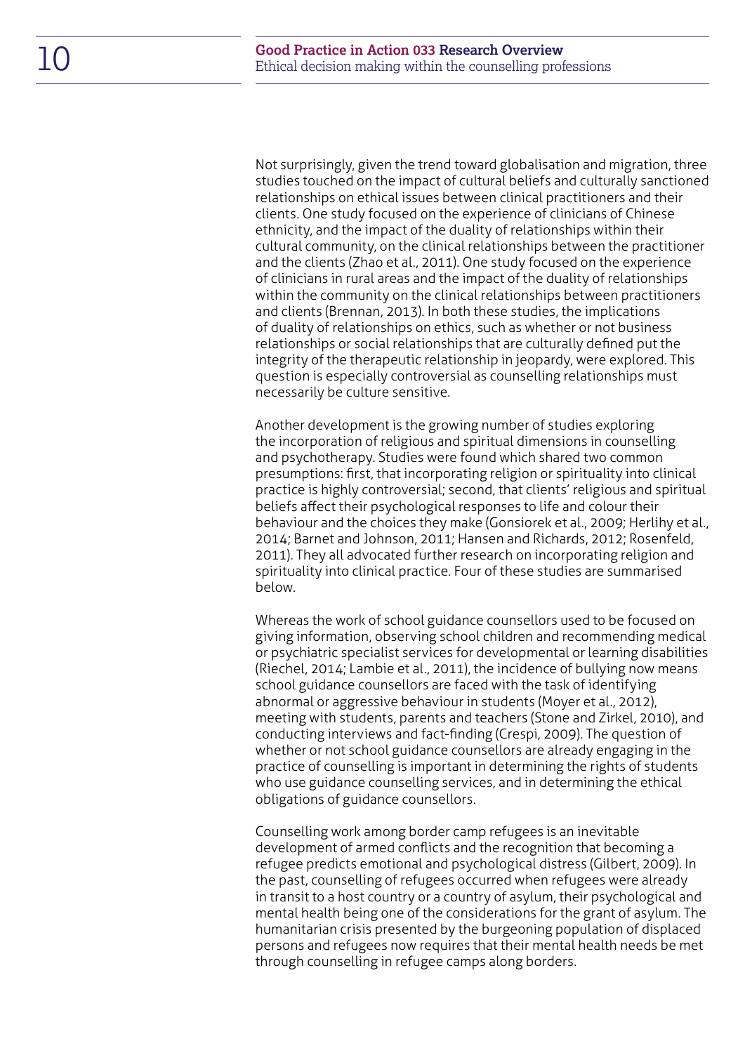Not surprisingly, given the trend toward globalisation and migration, three studies touched on the impact of cultural beliefs and culturally sanctioned relationships on ethical issues between clinical practitioners and their clients. One study focused on the experience of clinicians of Chinese ethnicity, and the impact of the duality of relationships within their cultural community, on the clinical relationships between the practitioner and the clients (Zhao et al., 2011). One study focused on the experience of clinicians in rural areas and the impact of the duality of relationships within the community on the clinical relationships between practitioners and clients (Brennan, 2013). In both these studies, the implications of duality of relationships on ethics, such as whether or not business relationships or social relationships that are culturally defined put the integrity of the therapeutic relationship in jeopardy, were explored. This question is especially controversial as counselling relationships must necessarily be culture sensitive.

Another development is the growing number of studies exploring the incorporation of religious and spiritual dimensions in counselling and psychotherapy. Studies were found which shared two common presumptions: first, that incorporating religion or spirituality into clinical practice is highly controversial; second, that clients' religious and spiritual beliefs affect their psychological responses to life and colour their behaviour and the choices they make (Gonsiorek et al., 2009; Herlihy et al., 2014; Barnet and Johnson, 2011; Hansen and Richards, 2012; Rosenfeld, 2011). They all advocated further research on incorporating religion and spirituality into clinical practice. Four of these studies are summarised below.

Whereas the work of school guidance counsellors used to be focused on giving information, observing school children and recommending medical or psychiatric specialist services for developmental or learning disabilities (Riechel, 2014; Lambie et al., 2011), the incidence of bullying now means school guidance counsellors are faced with the task of identifying abnormal or aggressive behaviour in students (Moyer et al., 2012), meeting with students, parents and teachers (Stone and Zirkel, 2010), and conducting interviews and fact-finding (Crespi, 2009). The question of whether or not school guidance counsellors are already engaging in the practice of counselling is important in determining the rights of students who use guidance counselling services, and in determining the ethical obligations of guidance counsellors.

Counselling work among border camp refugees is an inevitable development of armed conflicts and the recognition that becoming a refugee predicts emotional and psychological distress (Gilbert, 2009). In the past, counselling of refugees occurred when refugees were already in transit to a host country or a country of asylum, their psychological and mental health being one of the considerations for the grant of asylum. The humanitarian crisis presented by the burgeoning population of displaced persons and refugees now requires that their mental health needs be met through counselling in refugee camps along borders.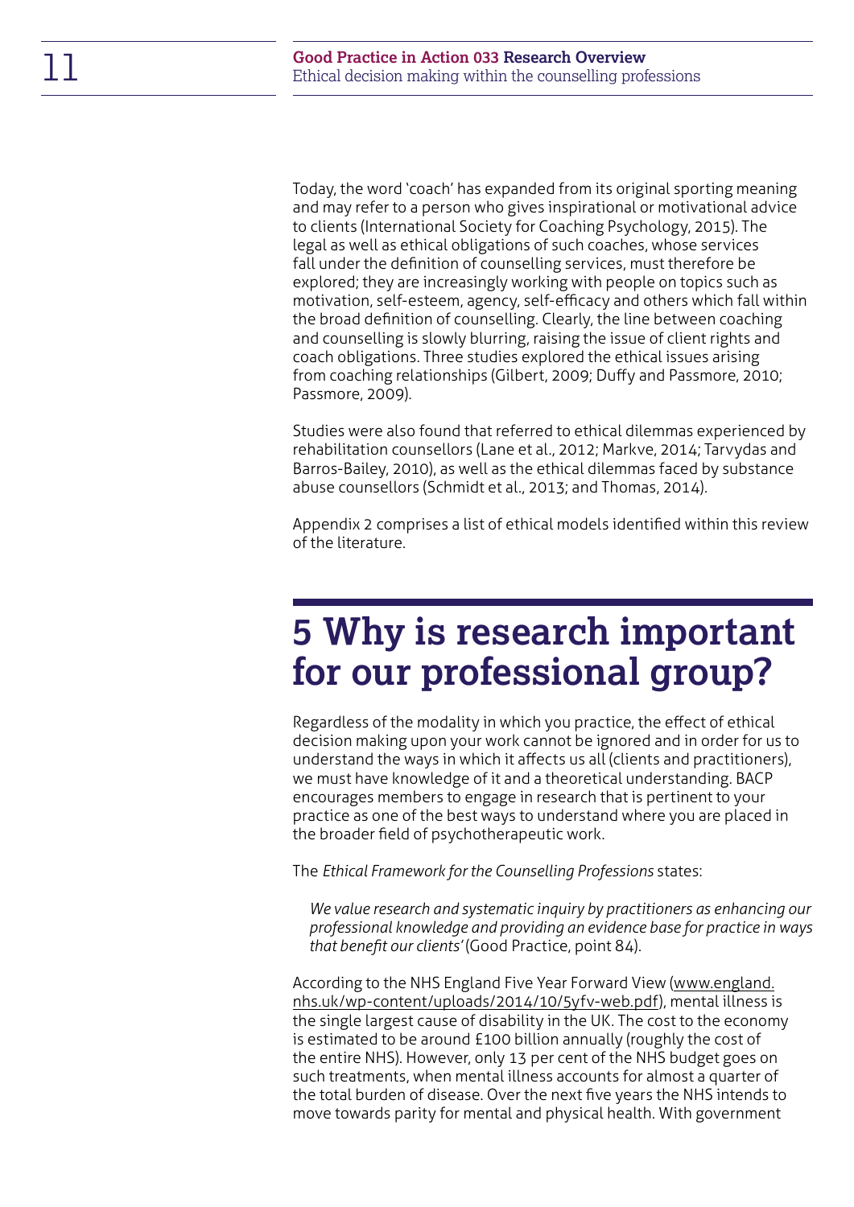Today, the word 'coach' has expanded from its original sporting meaning and may refer to a person who gives inspirational or motivational advice to clients (International Society for Coaching Psychology, 2015). The legal as well as ethical obligations of such coaches, whose services fall under the definition of counselling services, must therefore be explored; they are increasingly working with people on topics such as motivation, self-esteem, agency, self-efficacy and others which fall within the broad definition of counselling. Clearly, the line between coaching and counselling is slowly blurring, raising the issue of client rights and coach obligations. Three studies explored the ethical issues arising from coaching relationships (Gilbert, 2009; Duffy and Passmore, 2010; Passmore, 2009).

Studies were also found that referred to ethical dilemmas experienced by rehabilitation counsellors (Lane et al., 2012; Markve, 2014; Tarvydas and Barros-Bailey, 2010), as well as the ethical dilemmas faced by substance abuse counsellors (Schmidt et al., 2013; and Thomas, 2014).

Appendix 2 comprises a list of ethical models identified within this review of the literature.

# 5 Why is research important for our professional group?

Regardless of the modality in which you practice, the effect of ethical decision making upon your work cannot be ignored and in order for us to understand the ways in which it affects us all (clients and practitioners), we must have knowledge of it and a theoretical understanding. BACP encourages members to engage in research that is pertinent to your practice as one of the best ways to understand where you are placed in the broader field of psychotherapeutic work.

The *Ethical Framework for the Counselling Professions* states:

> *We value research and systematic inquiry by practitioners as enhancing our professional knowledge and providing an evidence base for practice in ways that benefit our clients'* (Good Practice, point 84).

According to the NHS England Five Year Forward View (www.england.nhs.uk/wp-content/uploads/2014/10/5yfv-web.pdf), mental illness is the single largest cause of disability in the UK. The cost to the economy is estimated to be around £100 billion annually (roughly the cost of the entire NHS). However, only 13 per cent of the NHS budget goes on such treatments, when mental illness accounts for almost a quarter of the total burden of disease. Over the next five years the NHS intends to move towards parity for mental and physical health. With government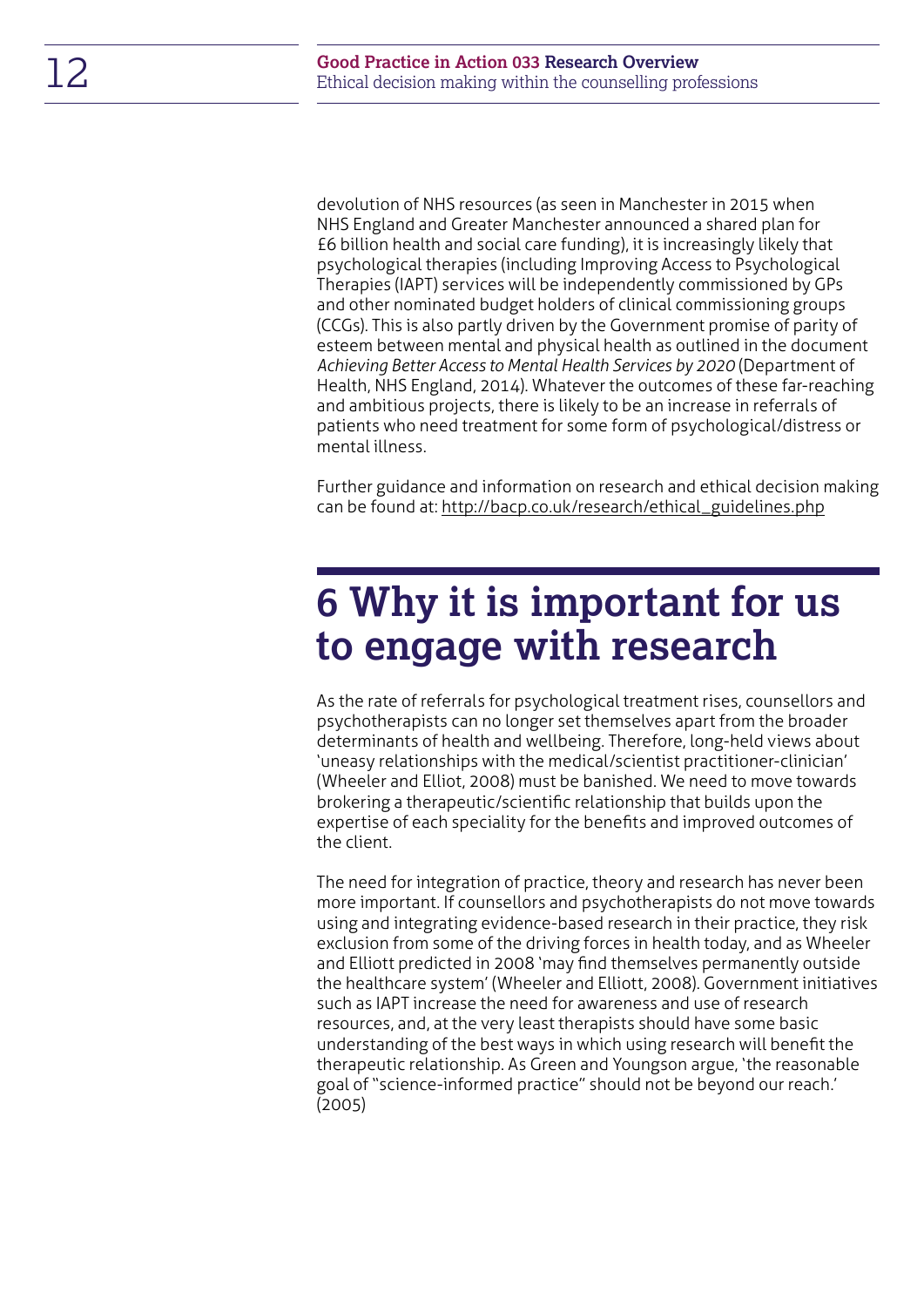devolution of NHS resources (as seen in Manchester in 2015 when NHS England and Greater Manchester announced a shared plan for £6 billion health and social care funding), it is increasingly likely that psychological therapies (including Improving Access to Psychological Therapies (IAPT) services will be independently commissioned by GPs and other nominated budget holders of clinical commissioning groups (CCGs). This is also partly driven by the Government promise of parity of esteem between mental and physical health as outlined in the document *Achieving Better Access to Mental Health Services by 2020* (Department of Health, NHS England, 2014). Whatever the outcomes of these far-reaching and ambitious projects, there is likely to be an increase in referrals of patients who need treatment for some form of psychological/distress or mental illness.

Further guidance and information on research and ethical decision making can be found at: http://bacp.co.uk/research/ethical_guidelines.php

# 6 Why it is important for us to engage with research

As the rate of referrals for psychological treatment rises, counsellors and psychotherapists can no longer set themselves apart from the broader determinants of health and wellbeing. Therefore, long-held views about 'uneasy relationships with the medical/scientist practitioner-clinician' (Wheeler and Elliot, 2008) must be banished. We need to move towards brokering a therapeutic/scientific relationship that builds upon the expertise of each speciality for the benefits and improved outcomes of the client.

The need for integration of practice, theory and research has never been more important. If counsellors and psychotherapists do not move towards using and integrating evidence-based research in their practice, they risk exclusion from some of the driving forces in health today, and as Wheeler and Elliott predicted in 2008 'may find themselves permanently outside the healthcare system' (Wheeler and Elliott, 2008). Government initiatives such as IAPT increase the need for awareness and use of research resources, and, at the very least therapists should have some basic understanding of the best ways in which using research will benefit the therapeutic relationship. As Green and Youngson argue, 'the reasonable goal of "science-informed practice" should not be beyond our reach.' (2005)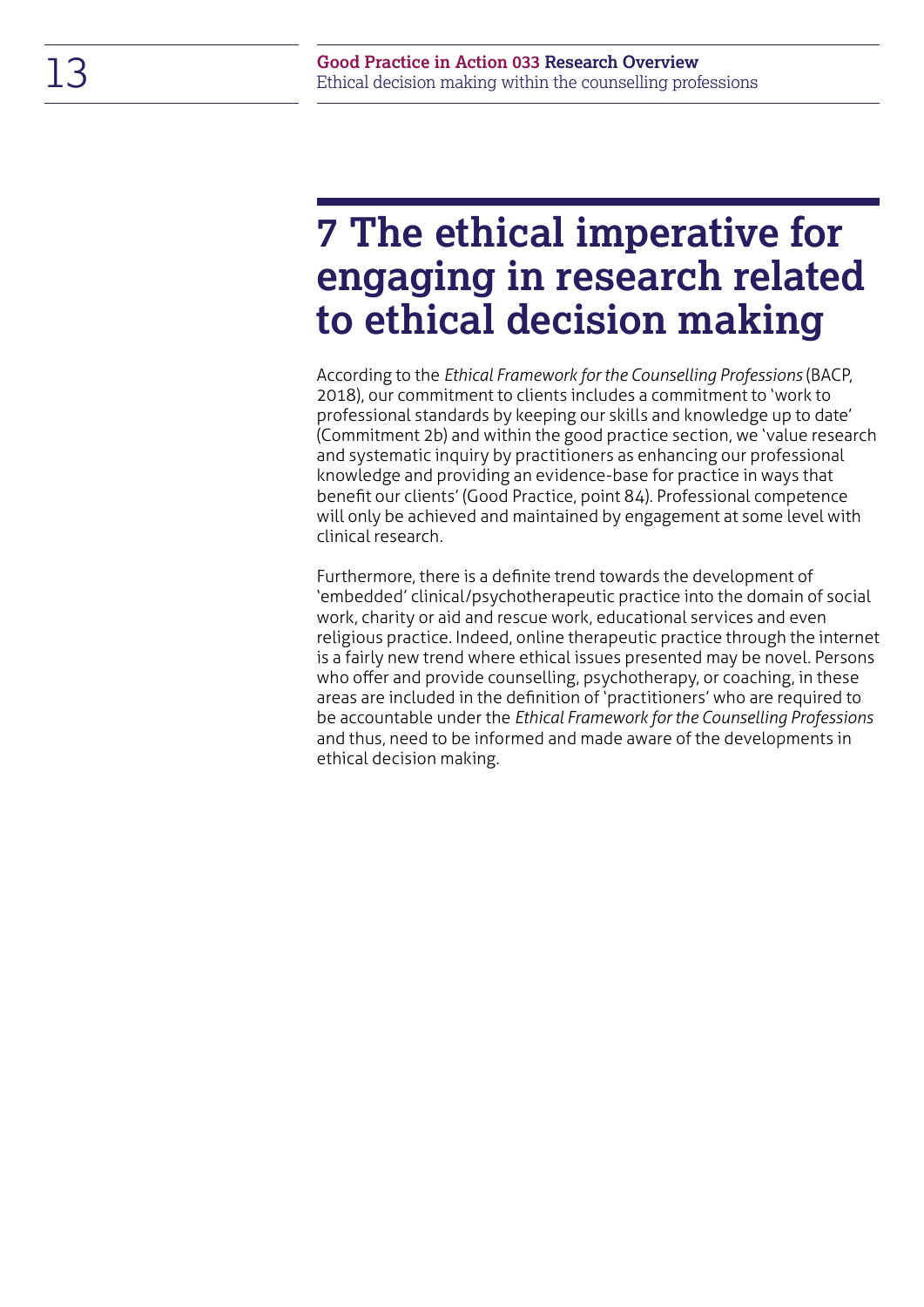# 7 The ethical imperative for engaging in research related to ethical decision making

According to the *Ethical Framework for the Counselling Professions* (BACP, 2018), our commitment to clients includes a commitment to 'work to professional standards by keeping our skills and knowledge up to date' (Commitment 2b) and within the good practice section, we 'value research and systematic inquiry by practitioners as enhancing our professional knowledge and providing an evidence-base for practice in ways that benefit our clients' (Good Practice, point 84). Professional competence will only be achieved and maintained by engagement at some level with clinical research.

Furthermore, there is a definite trend towards the development of 'embedded' clinical/psychotherapeutic practice into the domain of social work, charity or aid and rescue work, educational services and even religious practice. Indeed, online therapeutic practice through the internet is a fairly new trend where ethical issues presented may be novel. Persons who offer and provide counselling, psychotherapy, or coaching, in these areas are included in the definition of 'practitioners' who are required to be accountable under the *Ethical Framework for the Counselling Professions* and thus, need to be informed and made aware of the developments in ethical decision making.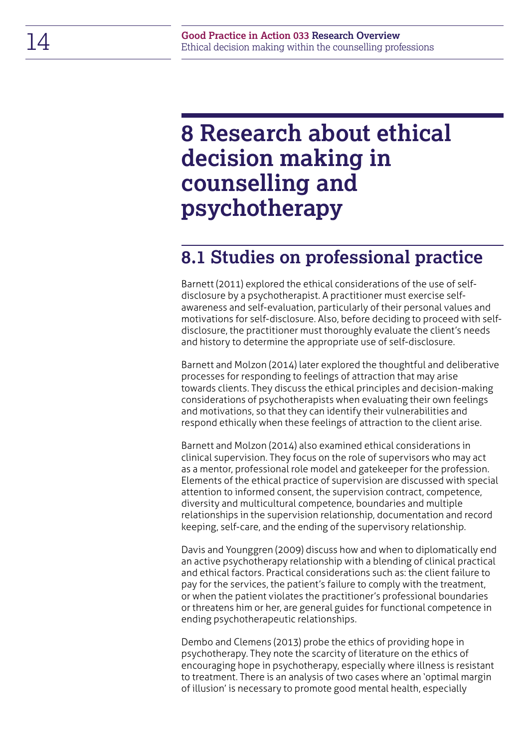# 8 Research about ethical decision making in counselling and psychotherapy

## 8.1 Studies on professional practice

Barnett (2011) explored the ethical considerations of the use of self-disclosure by a psychotherapist. A practitioner must exercise self-awareness and self-evaluation, particularly of their personal values and motivations for self-disclosure. Also, before deciding to proceed with self-disclosure, the practitioner must thoroughly evaluate the client's needs and history to determine the appropriate use of self-disclosure.

Barnett and Molzon (2014) later explored the thoughtful and deliberative processes for responding to feelings of attraction that may arise towards clients. They discuss the ethical principles and decision-making considerations of psychotherapists when evaluating their own feelings and motivations, so that they can identify their vulnerabilities and respond ethically when these feelings of attraction to the client arise.

Barnett and Molzon (2014) also examined ethical considerations in clinical supervision. They focus on the role of supervisors who may act as a mentor, professional role model and gatekeeper for the profession. Elements of the ethical practice of supervision are discussed with special attention to informed consent, the supervision contract, competence, diversity and multicultural competence, boundaries and multiple relationships in the supervision relationship, documentation and record keeping, self-care, and the ending of the supervisory relationship.

Davis and Younggren (2009) discuss how and when to diplomatically end an active psychotherapy relationship with a blending of clinical practical and ethical factors. Practical considerations such as: the client failure to pay for the services, the patient's failure to comply with the treatment, or when the patient violates the practitioner's professional boundaries or threatens him or her, are general guides for functional competence in ending psychotherapeutic relationships.

Dembo and Clemens (2013) probe the ethics of providing hope in psychotherapy. They note the scarcity of literature on the ethics of encouraging hope in psychotherapy, especially where illness is resistant to treatment. There is an analysis of two cases where an 'optimal margin of illusion' is necessary to promote good mental health, especially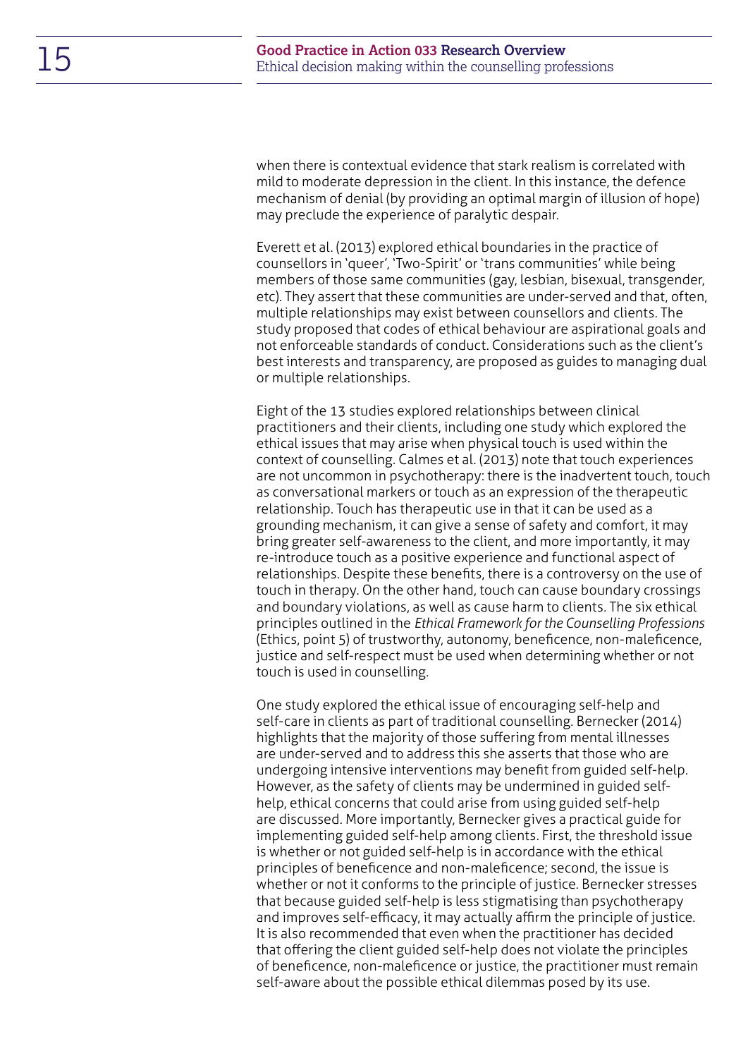when there is contextual evidence that stark realism is correlated with mild to moderate depression in the client. In this instance, the defence mechanism of denial (by providing an optimal margin of illusion of hope) may preclude the experience of paralytic despair.

Everett et al. (2013) explored ethical boundaries in the practice of counsellors in 'queer', 'Two-Spirit' or 'trans communities' while being members of those same communities (gay, lesbian, bisexual, transgender, etc). They assert that these communities are under-served and that, often, multiple relationships may exist between counsellors and clients. The study proposed that codes of ethical behaviour are aspirational goals and not enforceable standards of conduct. Considerations such as the client's best interests and transparency, are proposed as guides to managing dual or multiple relationships.

Eight of the 13 studies explored relationships between clinical practitioners and their clients, including one study which explored the ethical issues that may arise when physical touch is used within the context of counselling. Calmes et al. (2013) note that touch experiences are not uncommon in psychotherapy: there is the inadvertent touch, touch as conversational markers or touch as an expression of the therapeutic relationship. Touch has therapeutic use in that it can be used as a grounding mechanism, it can give a sense of safety and comfort, it may bring greater self-awareness to the client, and more importantly, it may re-introduce touch as a positive experience and functional aspect of relationships. Despite these benefits, there is a controversy on the use of touch in therapy. On the other hand, touch can cause boundary crossings and boundary violations, as well as cause harm to clients. The six ethical principles outlined in the *Ethical Framework for the Counselling Professions* (Ethics, point 5) of trustworthy, autonomy, beneficence, non-maleficence, justice and self-respect must be used when determining whether or not touch is used in counselling.

One study explored the ethical issue of encouraging self-help and self-care in clients as part of traditional counselling. Bernecker (2014) highlights that the majority of those suffering from mental illnesses are under-served and to address this she asserts that those who are undergoing intensive interventions may benefit from guided self-help. However, as the safety of clients may be undermined in guided self-help, ethical concerns that could arise from using guided self-help are discussed. More importantly, Bernecker gives a practical guide for implementing guided self-help among clients. First, the threshold issue is whether or not guided self-help is in accordance with the ethical principles of beneficence and non-maleficence; second, the issue is whether or not it conforms to the principle of justice. Bernecker stresses that because guided self-help is less stigmatising than psychotherapy and improves self-efficacy, it may actually affirm the principle of justice. It is also recommended that even when the practitioner has decided that offering the client guided self-help does not violate the principles of beneficence, non-maleficence or justice, the practitioner must remain self-aware about the possible ethical dilemmas posed by its use.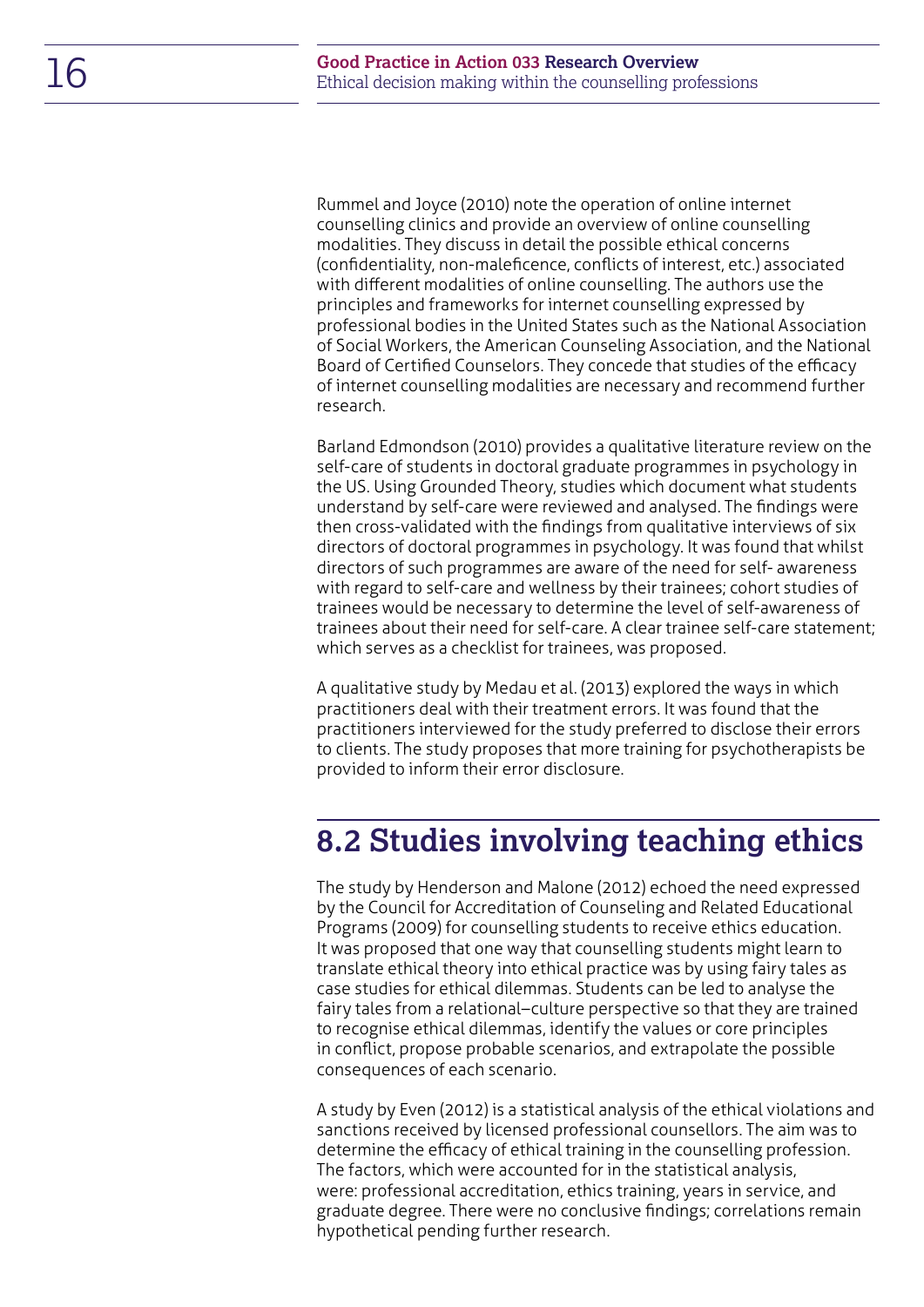Rummel and Joyce (2010) note the operation of online internet counselling clinics and provide an overview of online counselling modalities. They discuss in detail the possible ethical concerns (confidentiality, non-maleficence, conflicts of interest, etc.) associated with different modalities of online counselling. The authors use the principles and frameworks for internet counselling expressed by professional bodies in the United States such as the National Association of Social Workers, the American Counseling Association, and the National Board of Certified Counselors. They concede that studies of the efficacy of internet counselling modalities are necessary and recommend further research.

Barland Edmondson (2010) provides a qualitative literature review on the self-care of students in doctoral graduate programmes in psychology in the US. Using Grounded Theory, studies which document what students understand by self-care were reviewed and analysed. The findings were then cross-validated with the findings from qualitative interviews of six directors of doctoral programmes in psychology. It was found that whilst directors of such programmes are aware of the need for self- awareness with regard to self-care and wellness by their trainees; cohort studies of trainees would be necessary to determine the level of self-awareness of trainees about their need for self-care. A clear trainee self-care statement; which serves as a checklist for trainees, was proposed.

A qualitative study by Medau et al. (2013) explored the ways in which practitioners deal with their treatment errors. It was found that the practitioners interviewed for the study preferred to disclose their errors to clients. The study proposes that more training for psychotherapists be provided to inform their error disclosure.

## 8.2 Studies involving teaching ethics

The study by Henderson and Malone (2012) echoed the need expressed by the Council for Accreditation of Counseling and Related Educational Programs (2009) for counselling students to receive ethics education. It was proposed that one way that counselling students might learn to translate ethical theory into ethical practice was by using fairy tales as case studies for ethical dilemmas. Students can be led to analyse the fairy tales from a relational–culture perspective so that they are trained to recognise ethical dilemmas, identify the values or core principles in conflict, propose probable scenarios, and extrapolate the possible consequences of each scenario.

A study by Even (2012) is a statistical analysis of the ethical violations and sanctions received by licensed professional counsellors. The aim was to determine the efficacy of ethical training in the counselling profession. The factors, which were accounted for in the statistical analysis, were: professional accreditation, ethics training, years in service, and graduate degree. There were no conclusive findings; correlations remain hypothetical pending further research.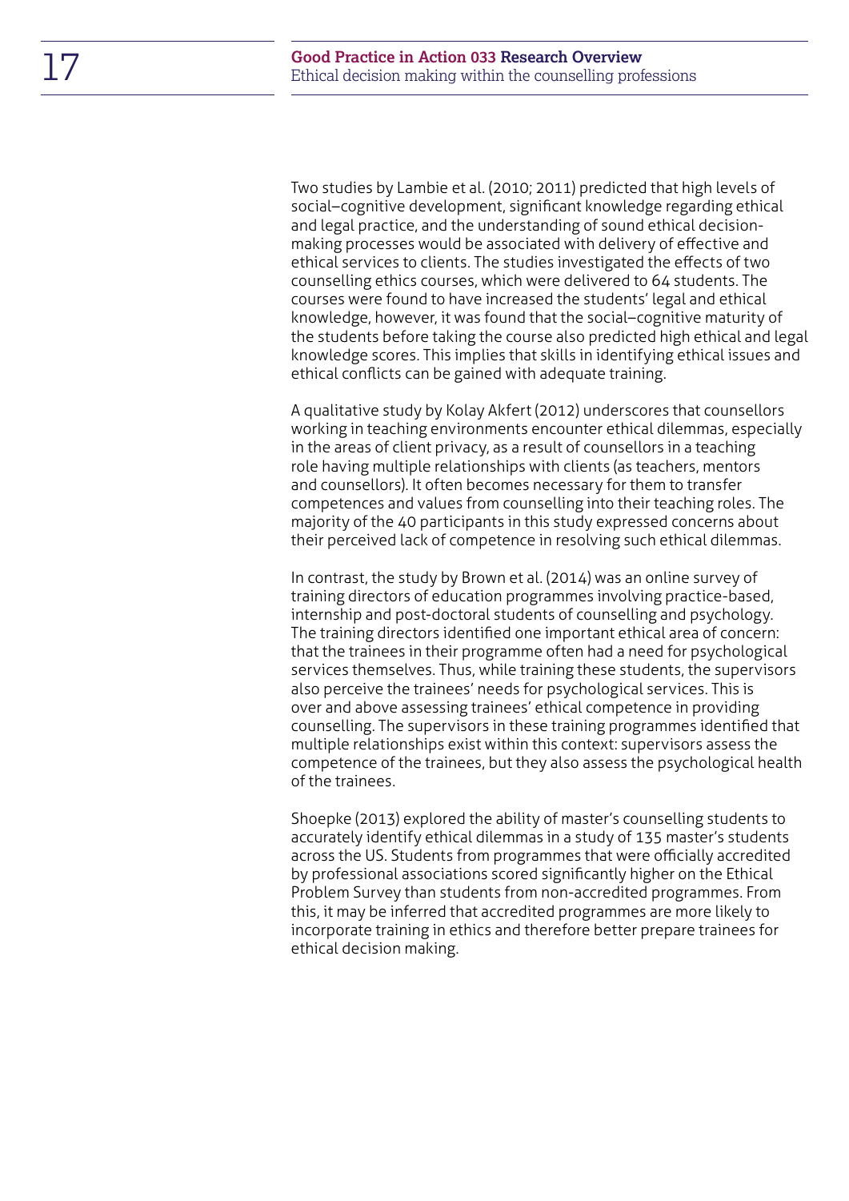Two studies by Lambie et al. (2010; 2011) predicted that high levels of social–cognitive development, significant knowledge regarding ethical and legal practice, and the understanding of sound ethical decision-making processes would be associated with delivery of effective and ethical services to clients. The studies investigated the effects of two counselling ethics courses, which were delivered to 64 students. The courses were found to have increased the students' legal and ethical knowledge, however, it was found that the social–cognitive maturity of the students before taking the course also predicted high ethical and legal knowledge scores. This implies that skills in identifying ethical issues and ethical conflicts can be gained with adequate training.

A qualitative study by Kolay Akfert (2012) underscores that counsellors working in teaching environments encounter ethical dilemmas, especially in the areas of client privacy, as a result of counsellors in a teaching role having multiple relationships with clients (as teachers, mentors and counsellors). It often becomes necessary for them to transfer competences and values from counselling into their teaching roles. The majority of the 40 participants in this study expressed concerns about their perceived lack of competence in resolving such ethical dilemmas.

In contrast, the study by Brown et al. (2014) was an online survey of training directors of education programmes involving practice-based, internship and post-doctoral students of counselling and psychology. The training directors identified one important ethical area of concern: that the trainees in their programme often had a need for psychological services themselves. Thus, while training these students, the supervisors also perceive the trainees' needs for psychological services. This is over and above assessing trainees' ethical competence in providing counselling. The supervisors in these training programmes identified that multiple relationships exist within this context: supervisors assess the competence of the trainees, but they also assess the psychological health of the trainees.

Shoepke (2013) explored the ability of master's counselling students to accurately identify ethical dilemmas in a study of 135 master's students across the US. Students from programmes that were officially accredited by professional associations scored significantly higher on the Ethical Problem Survey than students from non-accredited programmes. From this, it may be inferred that accredited programmes are more likely to incorporate training in ethics and therefore better prepare trainees for ethical decision making.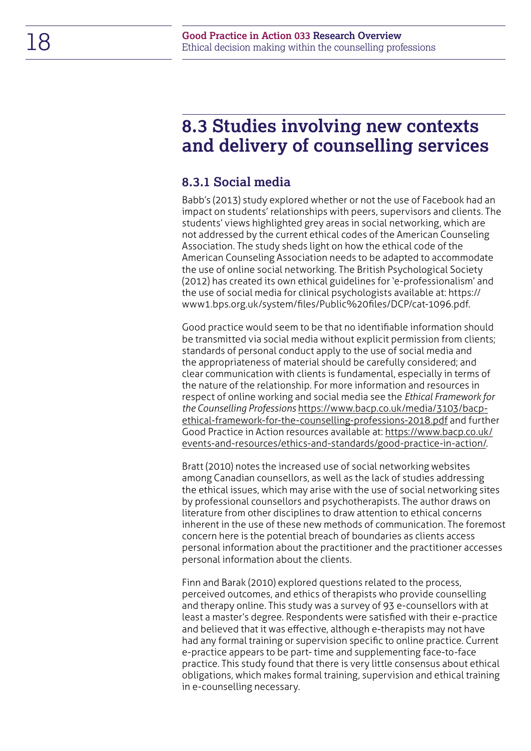## 8.3 Studies involving new contexts and delivery of counselling services

### 8.3.1 Social media

Babb's (2013) study explored whether or not the use of Facebook had an impact on students' relationships with peers, supervisors and clients. The students' views highlighted grey areas in social networking, which are not addressed by the current ethical codes of the American Counseling Association. The study sheds light on how the ethical code of the American Counseling Association needs to be adapted to accommodate the use of online social networking. The British Psychological Society (2012) has created its own ethical guidelines for 'e-professionalism' and the use of social media for clinical psychologists available at: https://www1.bps.org.uk/system/files/Public%20files/DCP/cat-1096.pdf.

Good practice would seem to be that no identifiable information should be transmitted via social media without explicit permission from clients; standards of personal conduct apply to the use of social media and the appropriateness of material should be carefully considered; and clear communication with clients is fundamental, especially in terms of the nature of the relationship. For more information and resources in respect of online working and social media see the *Ethical Framework for the Counselling Professions* https://www.bacp.co.uk/media/3103/bacp-ethical-framework-for-the-counselling-professions-2018.pdf and further Good Practice in Action resources available at: https://www.bacp.co.uk/events-and-resources/ethics-and-standards/good-practice-in-action/.

Bratt (2010) notes the increased use of social networking websites among Canadian counsellors, as well as the lack of studies addressing the ethical issues, which may arise with the use of social networking sites by professional counsellors and psychotherapists. The author draws on literature from other disciplines to draw attention to ethical concerns inherent in the use of these new methods of communication. The foremost concern here is the potential breach of boundaries as clients access personal information about the practitioner and the practitioner accesses personal information about the clients.

Finn and Barak (2010) explored questions related to the process, perceived outcomes, and ethics of therapists who provide counselling and therapy online. This study was a survey of 93 e-counsellors with at least a master's degree. Respondents were satisfied with their e-practice and believed that it was effective, although e-therapists may not have had any formal training or supervision specific to online practice. Current e-practice appears to be part- time and supplementing face-to-face practice. This study found that there is very little consensus about ethical obligations, which makes formal training, supervision and ethical training in e-counselling necessary.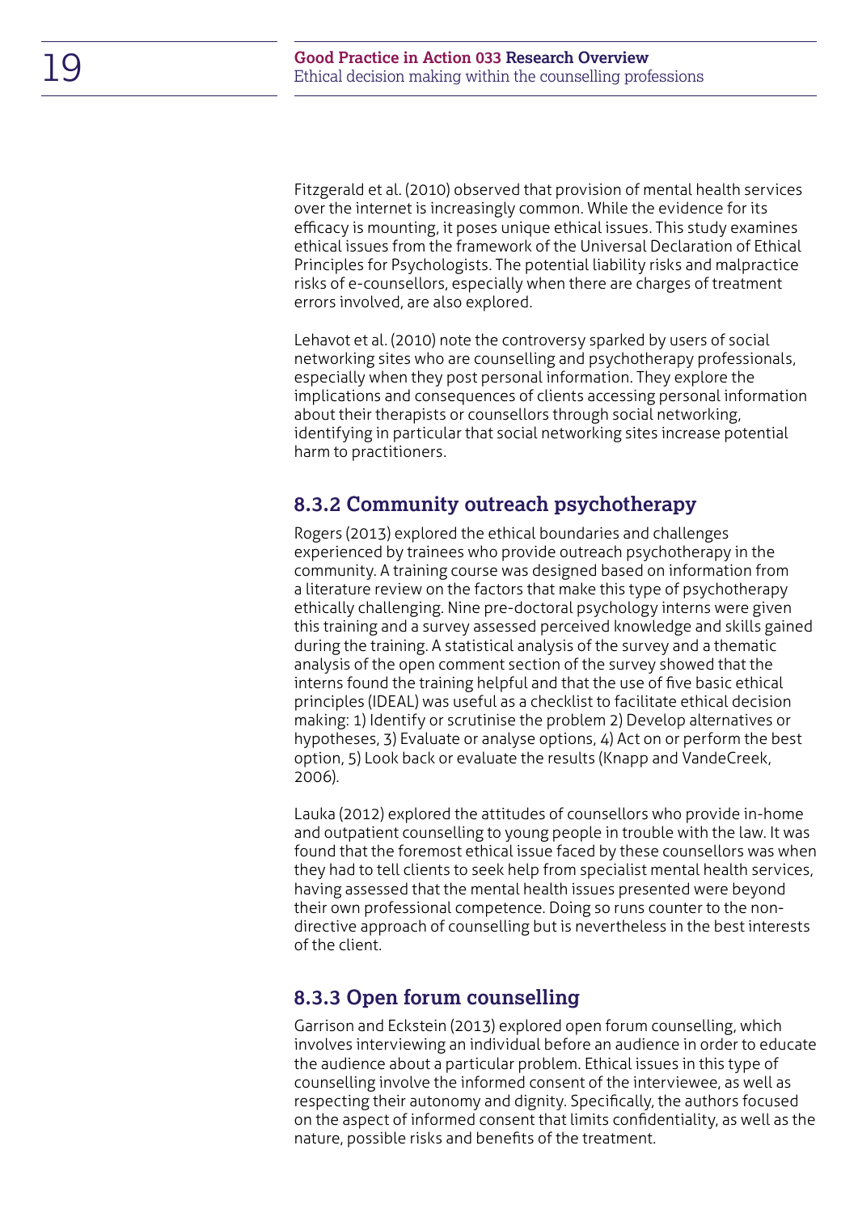Fitzgerald et al. (2010) observed that provision of mental health services over the internet is increasingly common. While the evidence for its efficacy is mounting, it poses unique ethical issues. This study examines ethical issues from the framework of the Universal Declaration of Ethical Principles for Psychologists. The potential liability risks and malpractice risks of e-counsellors, especially when there are charges of treatment errors involved, are also explored.

Lehavot et al. (2010) note the controversy sparked by users of social networking sites who are counselling and psychotherapy professionals, especially when they post personal information. They explore the implications and consequences of clients accessing personal information about their therapists or counsellors through social networking, identifying in particular that social networking sites increase potential harm to practitioners.

### 8.3.2 Community outreach psychotherapy

Rogers (2013) explored the ethical boundaries and challenges experienced by trainees who provide outreach psychotherapy in the community. A training course was designed based on information from a literature review on the factors that make this type of psychotherapy ethically challenging. Nine pre-doctoral psychology interns were given this training and a survey assessed perceived knowledge and skills gained during the training. A statistical analysis of the survey and a thematic analysis of the open comment section of the survey showed that the interns found the training helpful and that the use of five basic ethical principles (IDEAL) was useful as a checklist to facilitate ethical decision making: 1) Identify or scrutinise the problem 2) Develop alternatives or hypotheses, 3) Evaluate or analyse options, 4) Act on or perform the best option, 5) Look back or evaluate the results (Knapp and VandeCreek, 2006).

Lauka (2012) explored the attitudes of counsellors who provide in-home and outpatient counselling to young people in trouble with the law. It was found that the foremost ethical issue faced by these counsellors was when they had to tell clients to seek help from specialist mental health services, having assessed that the mental health issues presented were beyond their own professional competence. Doing so runs counter to the non-directive approach of counselling but is nevertheless in the best interests of the client.

### 8.3.3 Open forum counselling

Garrison and Eckstein (2013) explored open forum counselling, which involves interviewing an individual before an audience in order to educate the audience about a particular problem. Ethical issues in this type of counselling involve the informed consent of the interviewee, as well as respecting their autonomy and dignity. Specifically, the authors focused on the aspect of informed consent that limits confidentiality, as well as the nature, possible risks and benefits of the treatment.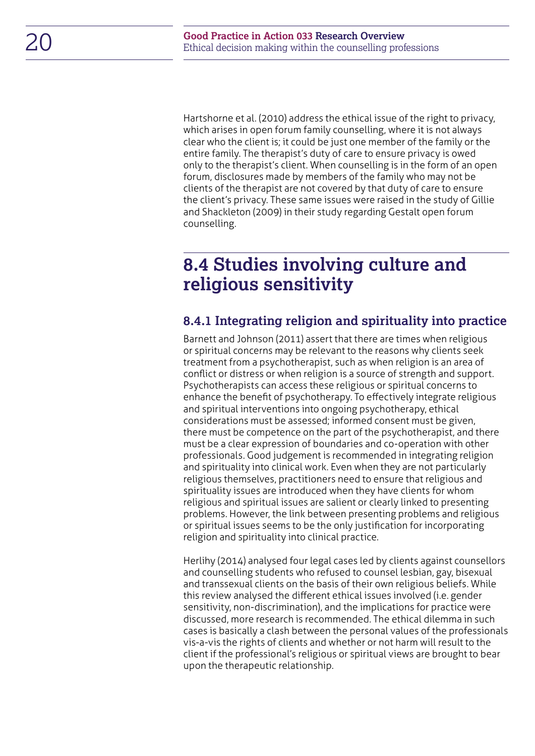Hartshorne et al. (2010) address the ethical issue of the right to privacy, which arises in open forum family counselling, where it is not always clear who the client is; it could be just one member of the family or the entire family. The therapist's duty of care to ensure privacy is owed only to the therapist's client. When counselling is in the form of an open forum, disclosures made by members of the family who may not be clients of the therapist are not covered by that duty of care to ensure the client's privacy. These same issues were raised in the study of Gillie and Shackleton (2009) in their study regarding Gestalt open forum counselling.

## 8.4 Studies involving culture and religious sensitivity

### 8.4.1 Integrating religion and spirituality into practice

Barnett and Johnson (2011) assert that there are times when religious or spiritual concerns may be relevant to the reasons why clients seek treatment from a psychotherapist, such as when religion is an area of conflict or distress or when religion is a source of strength and support. Psychotherapists can access these religious or spiritual concerns to enhance the benefit of psychotherapy. To effectively integrate religious and spiritual interventions into ongoing psychotherapy, ethical considerations must be assessed; informed consent must be given, there must be competence on the part of the psychotherapist, and there must be a clear expression of boundaries and co-operation with other professionals. Good judgement is recommended in integrating religion and spirituality into clinical work. Even when they are not particularly religious themselves, practitioners need to ensure that religious and spirituality issues are introduced when they have clients for whom religious and spiritual issues are salient or clearly linked to presenting problems. However, the link between presenting problems and religious or spiritual issues seems to be the only justification for incorporating religion and spirituality into clinical practice.

Herlihy (2014) analysed four legal cases led by clients against counsellors and counselling students who refused to counsel lesbian, gay, bisexual and transsexual clients on the basis of their own religious beliefs. While this review analysed the different ethical issues involved (i.e. gender sensitivity, non-discrimination), and the implications for practice were discussed, more research is recommended. The ethical dilemma in such cases is basically a clash between the personal values of the professionals vis-a-vis the rights of clients and whether or not harm will result to the client if the professional's religious or spiritual views are brought to bear upon the therapeutic relationship.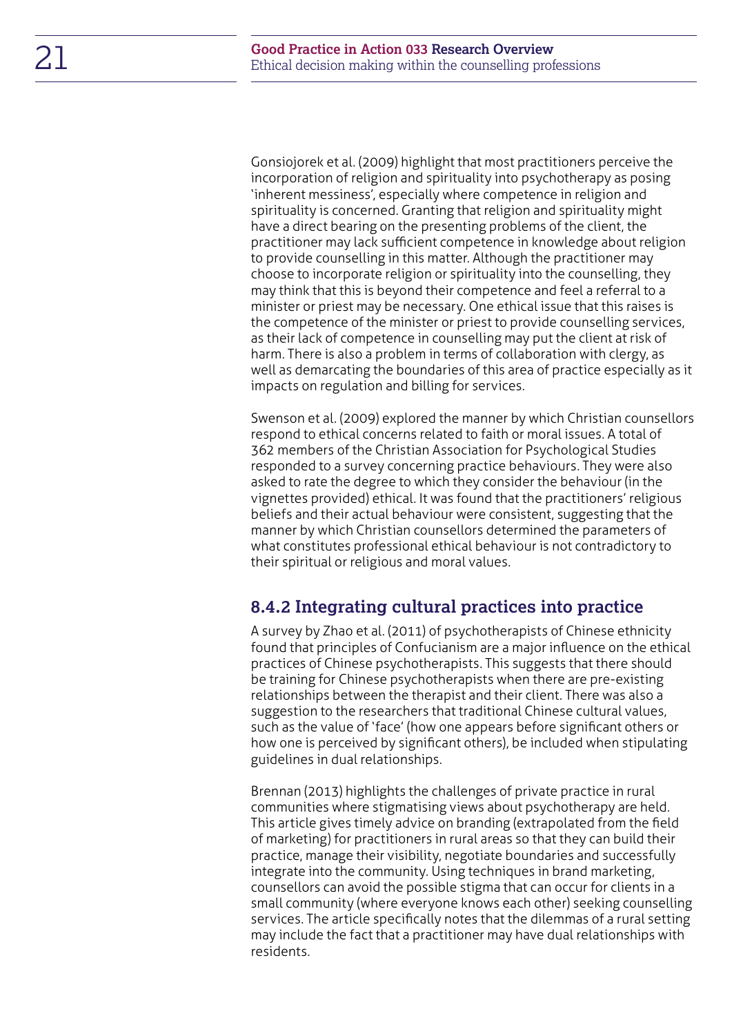Gonsiojorek et al. (2009) highlight that most practitioners perceive the incorporation of religion and spirituality into psychotherapy as posing 'inherent messiness', especially where competence in religion and spirituality is concerned. Granting that religion and spirituality might have a direct bearing on the presenting problems of the client, the practitioner may lack sufficient competence in knowledge about religion to provide counselling in this matter. Although the practitioner may choose to incorporate religion or spirituality into the counselling, they may think that this is beyond their competence and feel a referral to a minister or priest may be necessary. One ethical issue that this raises is the competence of the minister or priest to provide counselling services, as their lack of competence in counselling may put the client at risk of harm. There is also a problem in terms of collaboration with clergy, as well as demarcating the boundaries of this area of practice especially as it impacts on regulation and billing for services.

Swenson et al. (2009) explored the manner by which Christian counsellors respond to ethical concerns related to faith or moral issues. A total of 362 members of the Christian Association for Psychological Studies responded to a survey concerning practice behaviours. They were also asked to rate the degree to which they consider the behaviour (in the vignettes provided) ethical. It was found that the practitioners' religious beliefs and their actual behaviour were consistent, suggesting that the manner by which Christian counsellors determined the parameters of what constitutes professional ethical behaviour is not contradictory to their spiritual or religious and moral values.

### 8.4.2 Integrating cultural practices into practice

A survey by Zhao et al. (2011) of psychotherapists of Chinese ethnicity found that principles of Confucianism are a major influence on the ethical practices of Chinese psychotherapists. This suggests that there should be training for Chinese psychotherapists when there are pre-existing relationships between the therapist and their client. There was also a suggestion to the researchers that traditional Chinese cultural values, such as the value of 'face' (how one appears before significant others or how one is perceived by significant others), be included when stipulating guidelines in dual relationships.

Brennan (2013) highlights the challenges of private practice in rural communities where stigmatising views about psychotherapy are held. This article gives timely advice on branding (extrapolated from the field of marketing) for practitioners in rural areas so that they can build their practice, manage their visibility, negotiate boundaries and successfully integrate into the community. Using techniques in brand marketing, counsellors can avoid the possible stigma that can occur for clients in a small community (where everyone knows each other) seeking counselling services. The article specifically notes that the dilemmas of a rural setting may include the fact that a practitioner may have dual relationships with residents.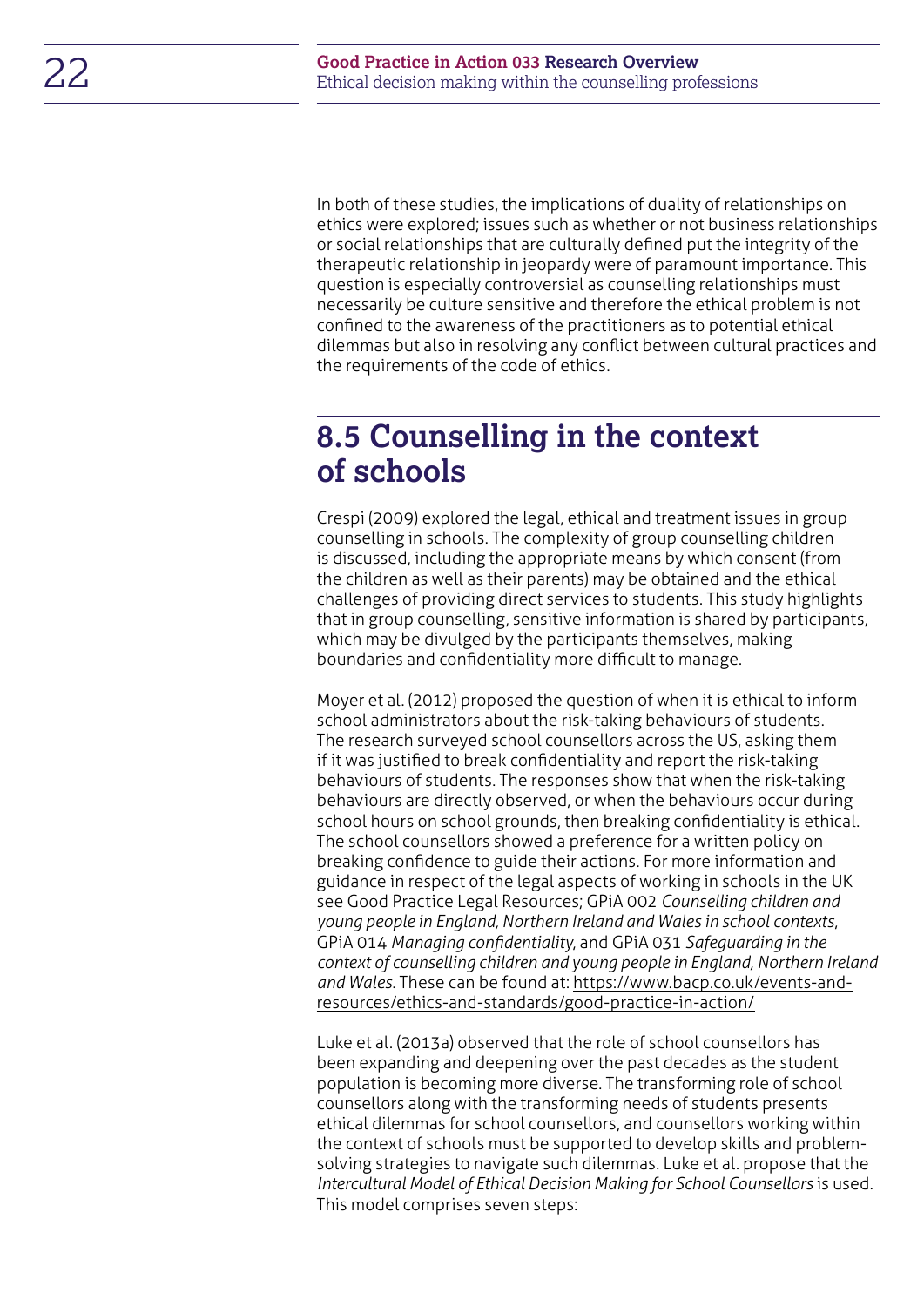In both of these studies, the implications of duality of relationships on ethics were explored; issues such as whether or not business relationships or social relationships that are culturally defined put the integrity of the therapeutic relationship in jeopardy were of paramount importance. This question is especially controversial as counselling relationships must necessarily be culture sensitive and therefore the ethical problem is not confined to the awareness of the practitioners as to potential ethical dilemmas but also in resolving any conflict between cultural practices and the requirements of the code of ethics.

## 8.5 Counselling in the context of schools

Crespi (2009) explored the legal, ethical and treatment issues in group counselling in schools. The complexity of group counselling children is discussed, including the appropriate means by which consent (from the children as well as their parents) may be obtained and the ethical challenges of providing direct services to students. This study highlights that in group counselling, sensitive information is shared by participants, which may be divulged by the participants themselves, making boundaries and confidentiality more difficult to manage.

Moyer et al. (2012) proposed the question of when it is ethical to inform school administrators about the risk-taking behaviours of students. The research surveyed school counsellors across the US, asking them if it was justified to break confidentiality and report the risk-taking behaviours of students. The responses show that when the risk-taking behaviours are directly observed, or when the behaviours occur during school hours on school grounds, then breaking confidentiality is ethical. The school counsellors showed a preference for a written policy on breaking confidence to guide their actions. For more information and guidance in respect of the legal aspects of working in schools in the UK see Good Practice Legal Resources; GPiA 002 *Counselling children and young people in England, Northern Ireland and Wales in school contexts*, GPiA 014 *Managing confidentiality*, and GPiA 031 *Safeguarding in the context of counselling children and young people in England, Northern Ireland and Wales*. These can be found at: https://www.bacp.co.uk/events-and-resources/ethics-and-standards/good-practice-in-action/

Luke et al. (2013a) observed that the role of school counsellors has been expanding and deepening over the past decades as the student population is becoming more diverse. The transforming role of school counsellors along with the transforming needs of students presents ethical dilemmas for school counsellors, and counsellors working within the context of schools must be supported to develop skills and problem-solving strategies to navigate such dilemmas. Luke et al. propose that the *Intercultural Model of Ethical Decision Making for School Counsellors* is used. This model comprises seven steps: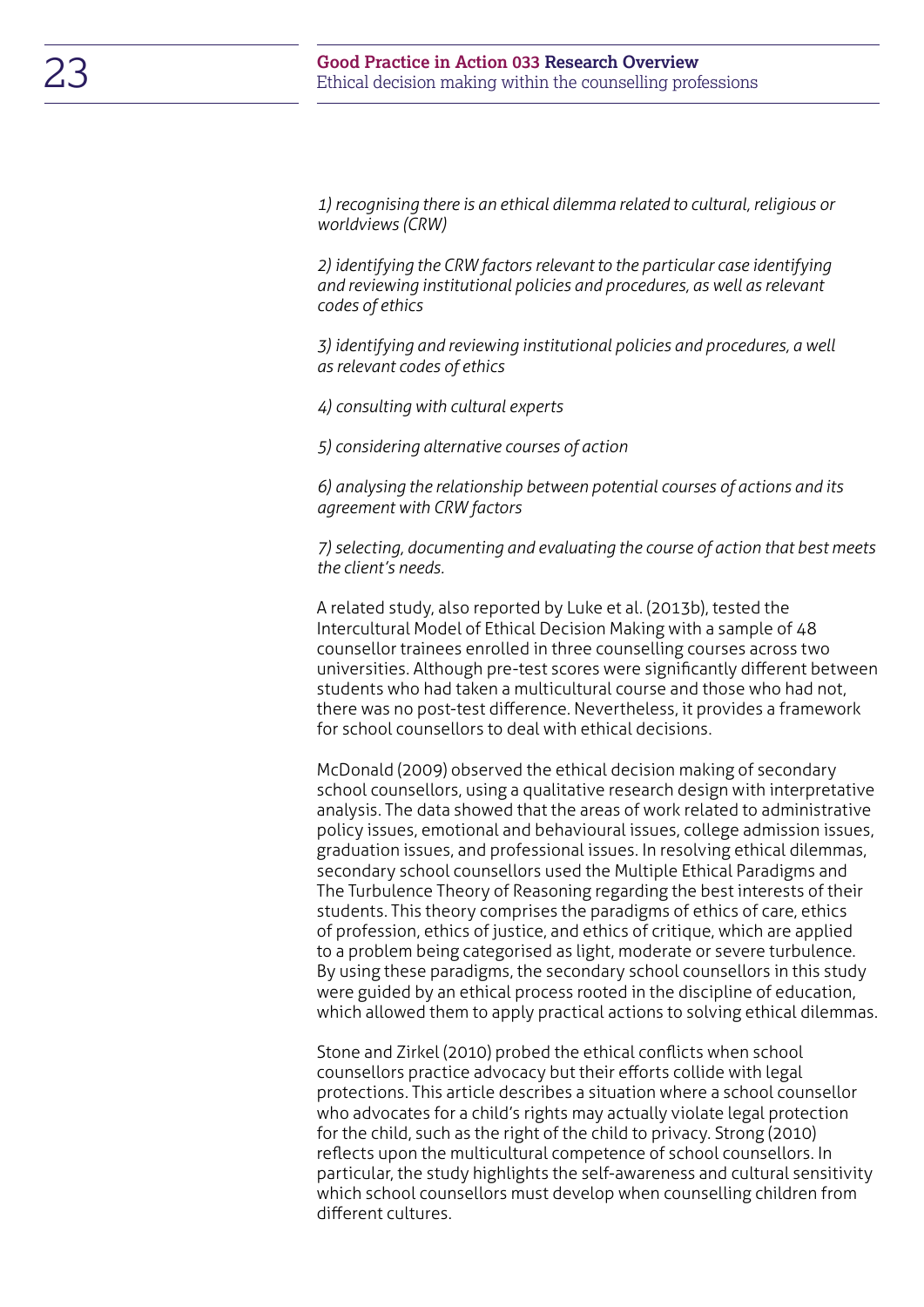*1) recognising there is an ethical dilemma related to cultural, religious or worldviews (CRW)*

*2) identifying the CRW factors relevant to the particular case identifying and reviewing institutional policies and procedures, as well as relevant codes of ethics*

*3) identifying and reviewing institutional policies and procedures, a well as relevant codes of ethics*

*4) consulting with cultural experts*

*5) considering alternative courses of action*

*6) analysing the relationship between potential courses of actions and its agreement with CRW factors*

*7) selecting, documenting and evaluating the course of action that best meets the client's needs.*

A related study, also reported by Luke et al. (2013b), tested the Intercultural Model of Ethical Decision Making with a sample of 48 counsellor trainees enrolled in three counselling courses across two universities. Although pre-test scores were significantly different between students who had taken a multicultural course and those who had not, there was no post-test difference. Nevertheless, it provides a framework for school counsellors to deal with ethical decisions.

McDonald (2009) observed the ethical decision making of secondary school counsellors, using a qualitative research design with interpretative analysis. The data showed that the areas of work related to administrative policy issues, emotional and behavioural issues, college admission issues, graduation issues, and professional issues. In resolving ethical dilemmas, secondary school counsellors used the Multiple Ethical Paradigms and The Turbulence Theory of Reasoning regarding the best interests of their students. This theory comprises the paradigms of ethics of care, ethics of profession, ethics of justice, and ethics of critique, which are applied to a problem being categorised as light, moderate or severe turbulence. By using these paradigms, the secondary school counsellors in this study were guided by an ethical process rooted in the discipline of education, which allowed them to apply practical actions to solving ethical dilemmas.

Stone and Zirkel (2010) probed the ethical conflicts when school counsellors practice advocacy but their efforts collide with legal protections. This article describes a situation where a school counsellor who advocates for a child's rights may actually violate legal protection for the child, such as the right of the child to privacy. Strong (2010) reflects upon the multicultural competence of school counsellors. In particular, the study highlights the self-awareness and cultural sensitivity which school counsellors must develop when counselling children from different cultures.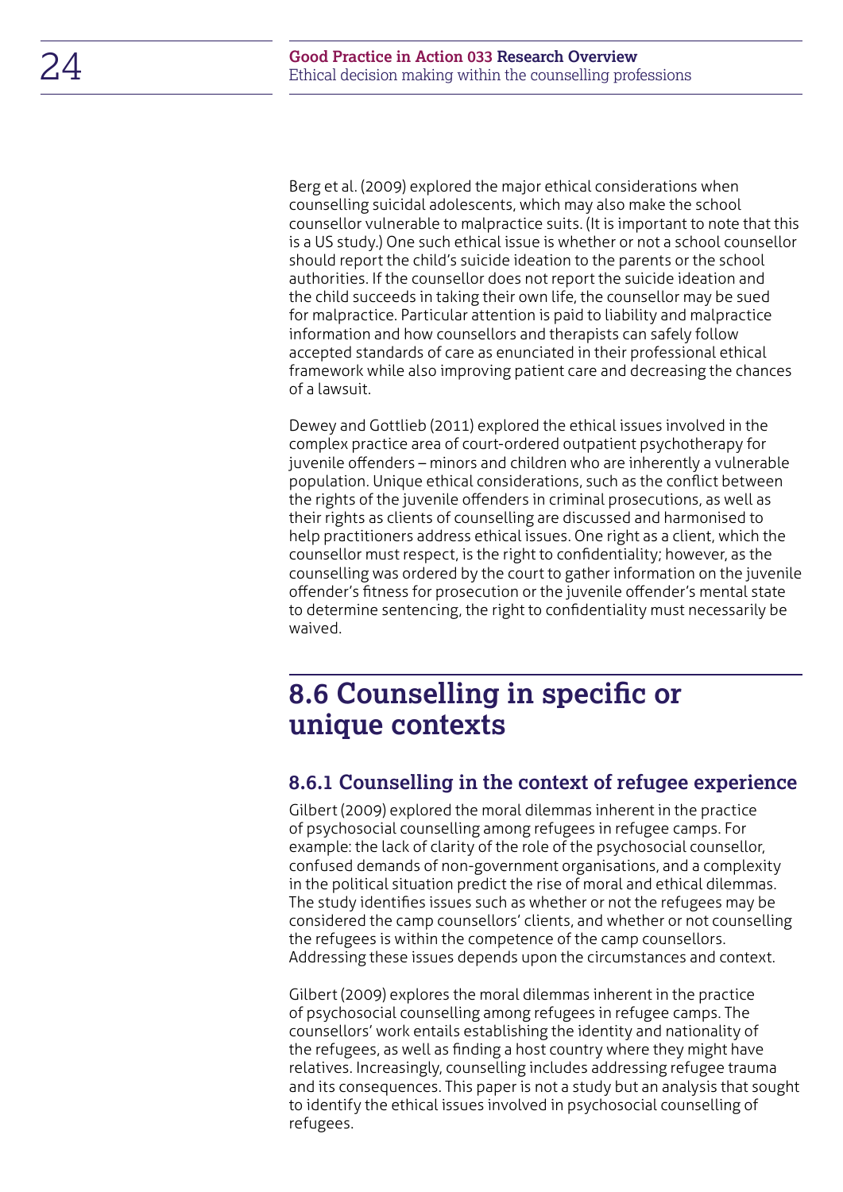Berg et al. (2009) explored the major ethical considerations when counselling suicidal adolescents, which may also make the school counsellor vulnerable to malpractice suits. (It is important to note that this is a US study.) One such ethical issue is whether or not a school counsellor should report the child's suicide ideation to the parents or the school authorities. If the counsellor does not report the suicide ideation and the child succeeds in taking their own life, the counsellor may be sued for malpractice. Particular attention is paid to liability and malpractice information and how counsellors and therapists can safely follow accepted standards of care as enunciated in their professional ethical framework while also improving patient care and decreasing the chances of a lawsuit.

Dewey and Gottlieb (2011) explored the ethical issues involved in the complex practice area of court-ordered outpatient psychotherapy for juvenile offenders – minors and children who are inherently a vulnerable population. Unique ethical considerations, such as the conflict between the rights of the juvenile offenders in criminal prosecutions, as well as their rights as clients of counselling are discussed and harmonised to help practitioners address ethical issues. One right as a client, which the counsellor must respect, is the right to confidentiality; however, as the counselling was ordered by the court to gather information on the juvenile offender's fitness for prosecution or the juvenile offender's mental state to determine sentencing, the right to confidentiality must necessarily be waived.

## 8.6 Counselling in specific or unique contexts

### 8.6.1 Counselling in the context of refugee experience

Gilbert (2009) explored the moral dilemmas inherent in the practice of psychosocial counselling among refugees in refugee camps. For example: the lack of clarity of the role of the psychosocial counsellor, confused demands of non-government organisations, and a complexity in the political situation predict the rise of moral and ethical dilemmas. The study identifies issues such as whether or not the refugees may be considered the camp counsellors' clients, and whether or not counselling the refugees is within the competence of the camp counsellors. Addressing these issues depends upon the circumstances and context.

Gilbert (2009) explores the moral dilemmas inherent in the practice of psychosocial counselling among refugees in refugee camps. The counsellors' work entails establishing the identity and nationality of the refugees, as well as finding a host country where they might have relatives. Increasingly, counselling includes addressing refugee trauma and its consequences. This paper is not a study but an analysis that sought to identify the ethical issues involved in psychosocial counselling of refugees.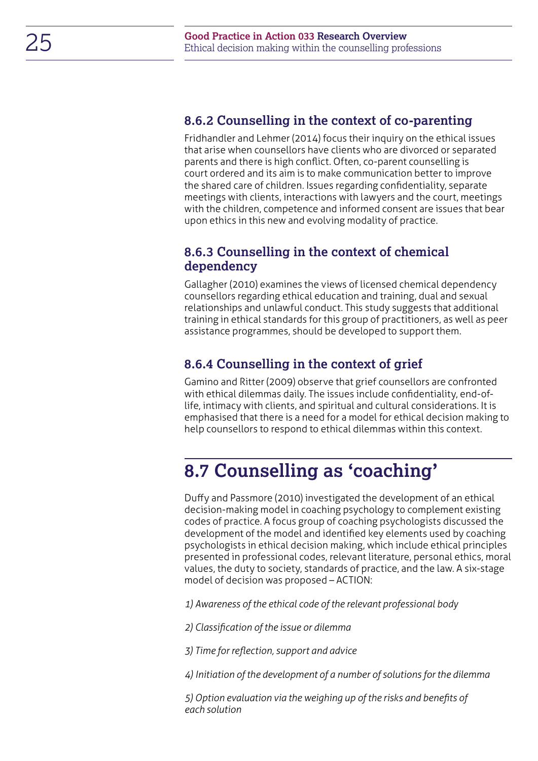### 8.6.2 Counselling in the context of co-parenting

Fridhandler and Lehmer (2014) focus their inquiry on the ethical issues that arise when counsellors have clients who are divorced or separated parents and there is high conflict. Often, co-parent counselling is court ordered and its aim is to make communication better to improve the shared care of children. Issues regarding confidentiality, separate meetings with clients, interactions with lawyers and the court, meetings with the children, competence and informed consent are issues that bear upon ethics in this new and evolving modality of practice.

### 8.6.3 Counselling in the context of chemical dependency

Gallagher (2010) examines the views of licensed chemical dependency counsellors regarding ethical education and training, dual and sexual relationships and unlawful conduct. This study suggests that additional training in ethical standards for this group of practitioners, as well as peer assistance programmes, should be developed to support them.

### 8.6.4 Counselling in the context of grief

Gamino and Ritter (2009) observe that grief counsellors are confronted with ethical dilemmas daily. The issues include confidentiality, end-of-life, intimacy with clients, and spiritual and cultural considerations. It is emphasised that there is a need for a model for ethical decision making to help counsellors to respond to ethical dilemmas within this context.

## 8.7 Counselling as 'coaching'

Duffy and Passmore (2010) investigated the development of an ethical decision-making model in coaching psychology to complement existing codes of practice. A focus group of coaching psychologists discussed the development of the model and identified key elements used by coaching psychologists in ethical decision making, which include ethical principles presented in professional codes, relevant literature, personal ethics, moral values, the duty to society, standards of practice, and the law. A six-stage model of decision was proposed – ACTION:

*1) Awareness of the ethical code of the relevant professional body*

*2) Classification of the issue or dilemma*

*3) Time for reflection, support and advice*

*4) Initiation of the development of a number of solutions for the dilemma*

*5) Option evaluation via the weighing up of the risks and benefits of each solution*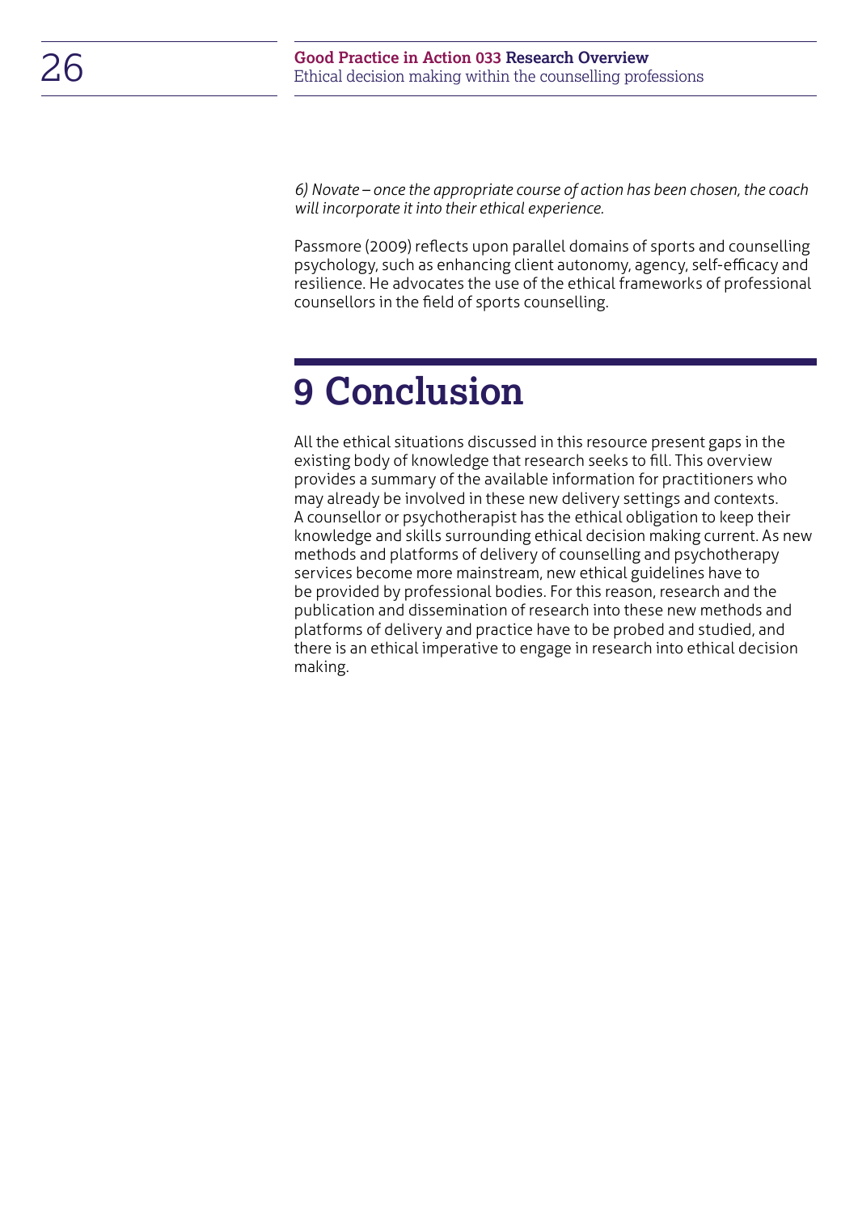*6) Novate – once the appropriate course of action has been chosen, the coach will incorporate it into their ethical experience.*

Passmore (2009) reflects upon parallel domains of sports and counselling psychology, such as enhancing client autonomy, agency, self-efficacy and resilience. He advocates the use of the ethical frameworks of professional counsellors in the field of sports counselling.

# 9 Conclusion

All the ethical situations discussed in this resource present gaps in the existing body of knowledge that research seeks to fill. This overview provides a summary of the available information for practitioners who may already be involved in these new delivery settings and contexts. A counsellor or psychotherapist has the ethical obligation to keep their knowledge and skills surrounding ethical decision making current. As new methods and platforms of delivery of counselling and psychotherapy services become more mainstream, new ethical guidelines have to be provided by professional bodies. For this reason, research and the publication and dissemination of research into these new methods and platforms of delivery and practice have to be probed and studied, and there is an ethical imperative to engage in research into ethical decision making.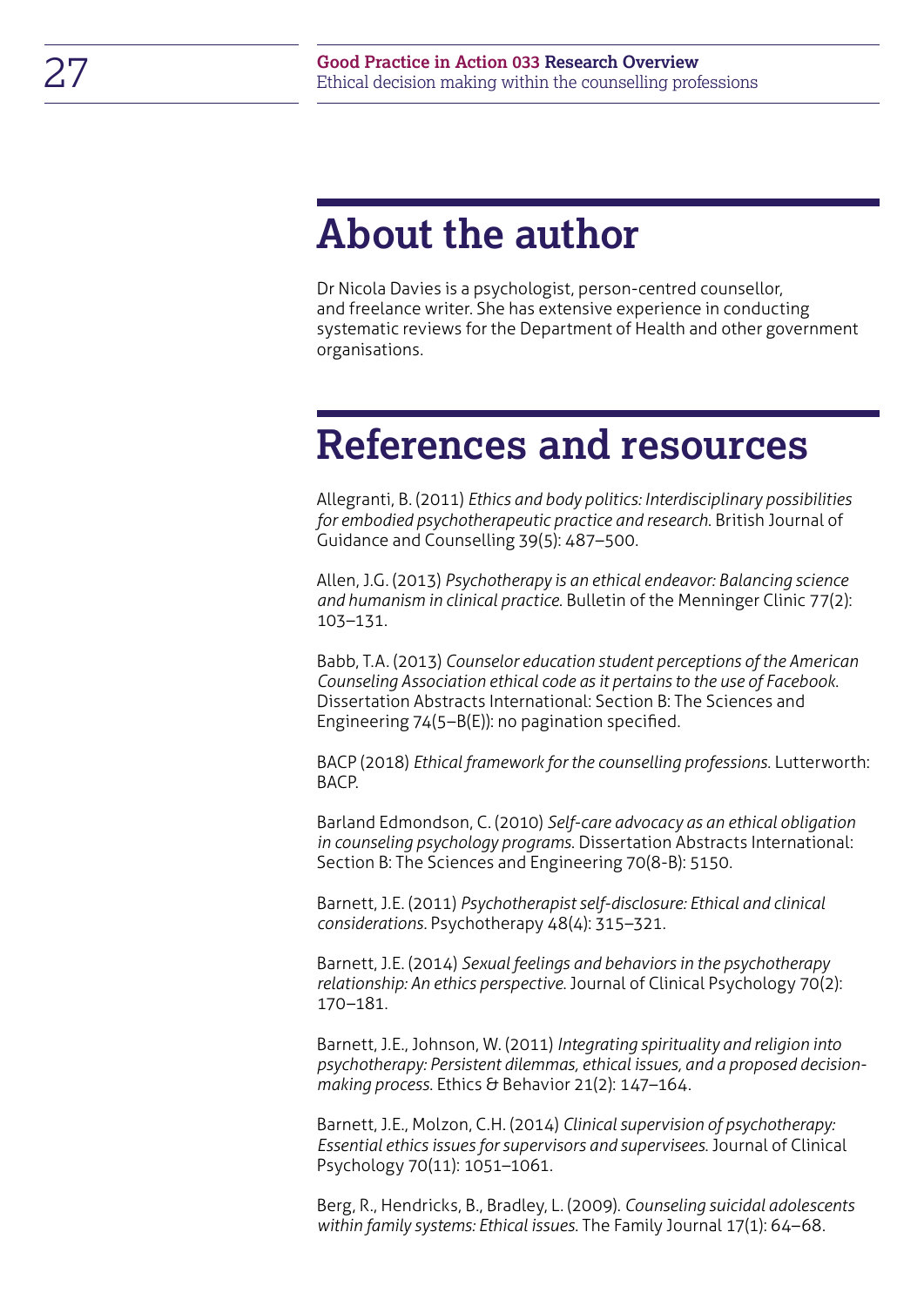# About the author

Dr Nicola Davies is a psychologist, person-centred counsellor, and freelance writer. She has extensive experience in conducting systematic reviews for the Department of Health and other government organisations.

# References and resources

Allegranti, B. (2011) *Ethics and body politics: Interdisciplinary possibilities for embodied psychotherapeutic practice and research.* British Journal of Guidance and Counselling 39(5): 487–500.

Allen, J.G. (2013) *Psychotherapy is an ethical endeavor: Balancing science and humanism in clinical practice.* Bulletin of the Menninger Clinic 77(2): 103–131.

Babb, T.A. (2013) *Counselor education student perceptions of the American Counseling Association ethical code as it pertains to the use of Facebook.* Dissertation Abstracts International: Section B: The Sciences and Engineering 74(5–B(E)): no pagination specified.

BACP (2018) *Ethical framework for the counselling professions.* Lutterworth: BACP.

Barland Edmondson, C. (2010) *Self-care advocacy as an ethical obligation in counseling psychology programs.* Dissertation Abstracts International: Section B: The Sciences and Engineering 70(8-B): 5150.

Barnett, J.E. (2011) *Psychotherapist self-disclosure: Ethical and clinical considerations.* Psychotherapy 48(4): 315–321.

Barnett, J.E. (2014) *Sexual feelings and behaviors in the psychotherapy relationship: An ethics perspective.* Journal of Clinical Psychology 70(2): 170–181.

Barnett, J.E., Johnson, W. (2011) *Integrating spirituality and religion into psychotherapy: Persistent dilemmas, ethical issues, and a proposed decision-making process.* Ethics & Behavior 21(2): 147–164.

Barnett, J.E., Molzon, C.H. (2014) *Clinical supervision of psychotherapy: Essential ethics issues for supervisors and supervisees.* Journal of Clinical Psychology 70(11): 1051–1061.

Berg, R., Hendricks, B., Bradley, L. (2009). *Counseling suicidal adolescents within family systems: Ethical issues.* The Family Journal 17(1): 64–68.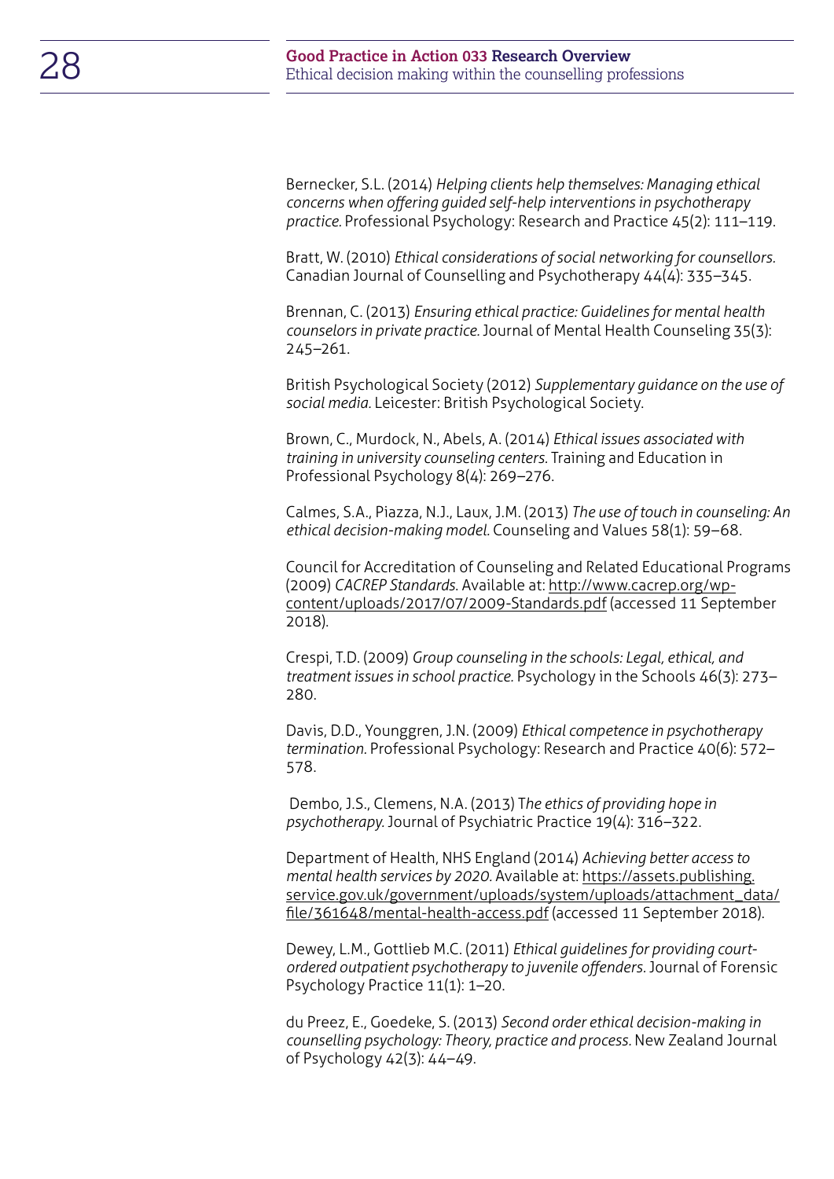Bernecker, S.L. (2014) *Helping clients help themselves: Managing ethical concerns when offering guided self-help interventions in psychotherapy practice.* Professional Psychology: Research and Practice 45(2): 111–119.

Bratt, W. (2010) *Ethical considerations of social networking for counsellors.* Canadian Journal of Counselling and Psychotherapy 44(4): 335–345.

Brennan, C. (2013) *Ensuring ethical practice: Guidelines for mental health counselors in private practice.* Journal of Mental Health Counseling 35(3): 245–261.

British Psychological Society (2012) *Supplementary guidance on the use of social media.* Leicester: British Psychological Society.

Brown, C., Murdock, N., Abels, A. (2014) *Ethical issues associated with training in university counseling centers.* Training and Education in Professional Psychology 8(4): 269–276.

Calmes, S.A., Piazza, N.J., Laux, J.M. (2013) *The use of touch in counseling: An ethical decision-making model.* Counseling and Values 58(1): 59–68.

Council for Accreditation of Counseling and Related Educational Programs (2009) *CACREP Standards.* Available at: http://www.cacrep.org/wp-content/uploads/2017/07/2009-Standards.pdf (accessed 11 September 2018).

Crespi, T.D. (2009) *Group counseling in the schools: Legal, ethical, and treatment issues in school practice.* Psychology in the Schools 46(3): 273–280.

Davis, D.D., Younggren, J.N. (2009) *Ethical competence in psychotherapy termination.* Professional Psychology: Research and Practice 40(6): 572–578.

Dembo, J.S., Clemens, N.A. (2013) T*he ethics of providing hope in psychotherapy.* Journal of Psychiatric Practice 19(4): 316–322.

Department of Health, NHS England (2014) *Achieving better access to mental health services by 2020.* Available at: https://assets.publishing.service.gov.uk/government/uploads/system/uploads/attachment_data/file/361648/mental-health-access.pdf (accessed 11 September 2018).

Dewey, L.M., Gottlieb M.C. (2011) *Ethical guidelines for providing court-ordered outpatient psychotherapy to juvenile offenders.* Journal of Forensic Psychology Practice 11(1): 1–20.

du Preez, E., Goedeke, S. (2013) *Second order ethical decision-making in counselling psychology: Theory, practice and process.* New Zealand Journal of Psychology 42(3): 44–49.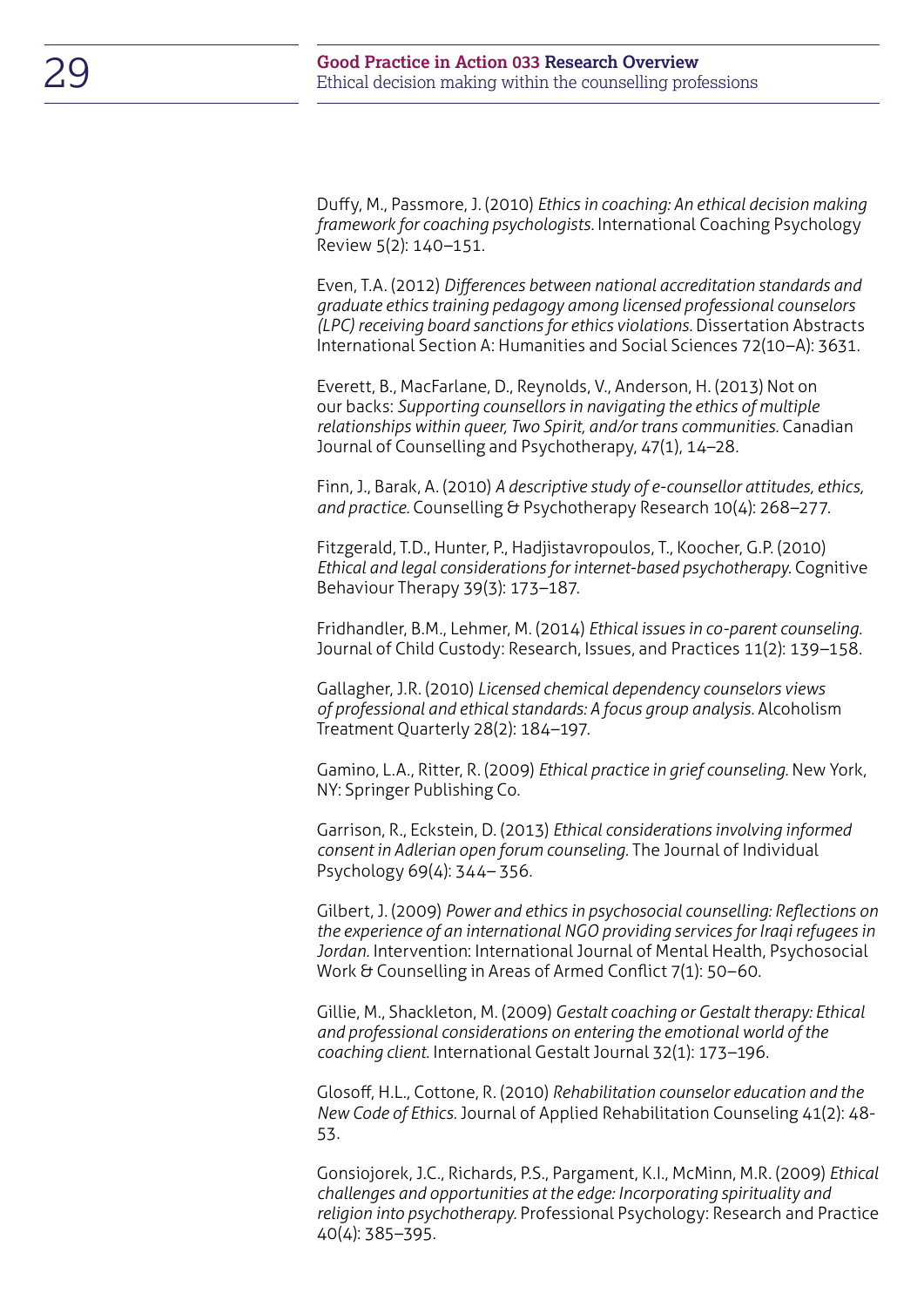Duffy, M., Passmore, J. (2010) *Ethics in coaching: An ethical decision making framework for coaching psychologists.* International Coaching Psychology Review 5(2): 140–151.

Even, T.A. (2012) *Differences between national accreditation standards and graduate ethics training pedagogy among licensed professional counselors (LPC) receiving board sanctions for ethics violations.* Dissertation Abstracts International Section A: Humanities and Social Sciences 72(10–A): 3631.

Everett, B., MacFarlane, D., Reynolds, V., Anderson, H. (2013) Not on our backs: *Supporting counsellors in navigating the ethics of multiple relationships within queer, Two Spirit, and/or trans communities.* Canadian Journal of Counselling and Psychotherapy, 47(1), 14–28.

Finn, J., Barak, A. (2010) *A descriptive study of e-counsellor attitudes, ethics, and practice.* Counselling & Psychotherapy Research 10(4): 268–277.

Fitzgerald, T.D., Hunter, P., Hadjistavropoulos, T., Koocher, G.P. (2010) *Ethical and legal considerations for internet-based psychotherapy.* Cognitive Behaviour Therapy 39(3): 173–187.

Fridhandler, B.M., Lehmer, M. (2014) *Ethical issues in co-parent counseling.* Journal of Child Custody: Research, Issues, and Practices 11(2): 139–158.

Gallagher, J.R. (2010) *Licensed chemical dependency counselors views of professional and ethical standards: A focus group analysis.* Alcoholism Treatment Quarterly 28(2): 184–197.

Gamino, L.A., Ritter, R. (2009) *Ethical practice in grief counseling.* New York, NY: Springer Publishing Co.

Garrison, R., Eckstein, D. (2013) *Ethical considerations involving informed consent in Adlerian open forum counseling.* The Journal of Individual Psychology 69(4): 344– 356.

Gilbert, J. (2009) *Power and ethics in psychosocial counselling: Reflections on the experience of an international NGO providing services for Iraqi refugees in Jordan.* Intervention: International Journal of Mental Health, Psychosocial Work & Counselling in Areas of Armed Conflict 7(1): 50–60.

Gillie, M., Shackleton, M. (2009) *Gestalt coaching or Gestalt therapy: Ethical and professional considerations on entering the emotional world of the coaching client.* International Gestalt Journal 32(1): 173–196.

Glosoff, H.L., Cottone, R. (2010) *Rehabilitation counselor education and the New Code of Ethics.* Journal of Applied Rehabilitation Counseling 41(2): 48-53.

Gonsiojorek, J.C., Richards, P.S., Pargament, K.I., McMinn, M.R. (2009) *Ethical challenges and opportunities at the edge: Incorporating spirituality and religion into psychotherapy.* Professional Psychology: Research and Practice 40(4): 385–395.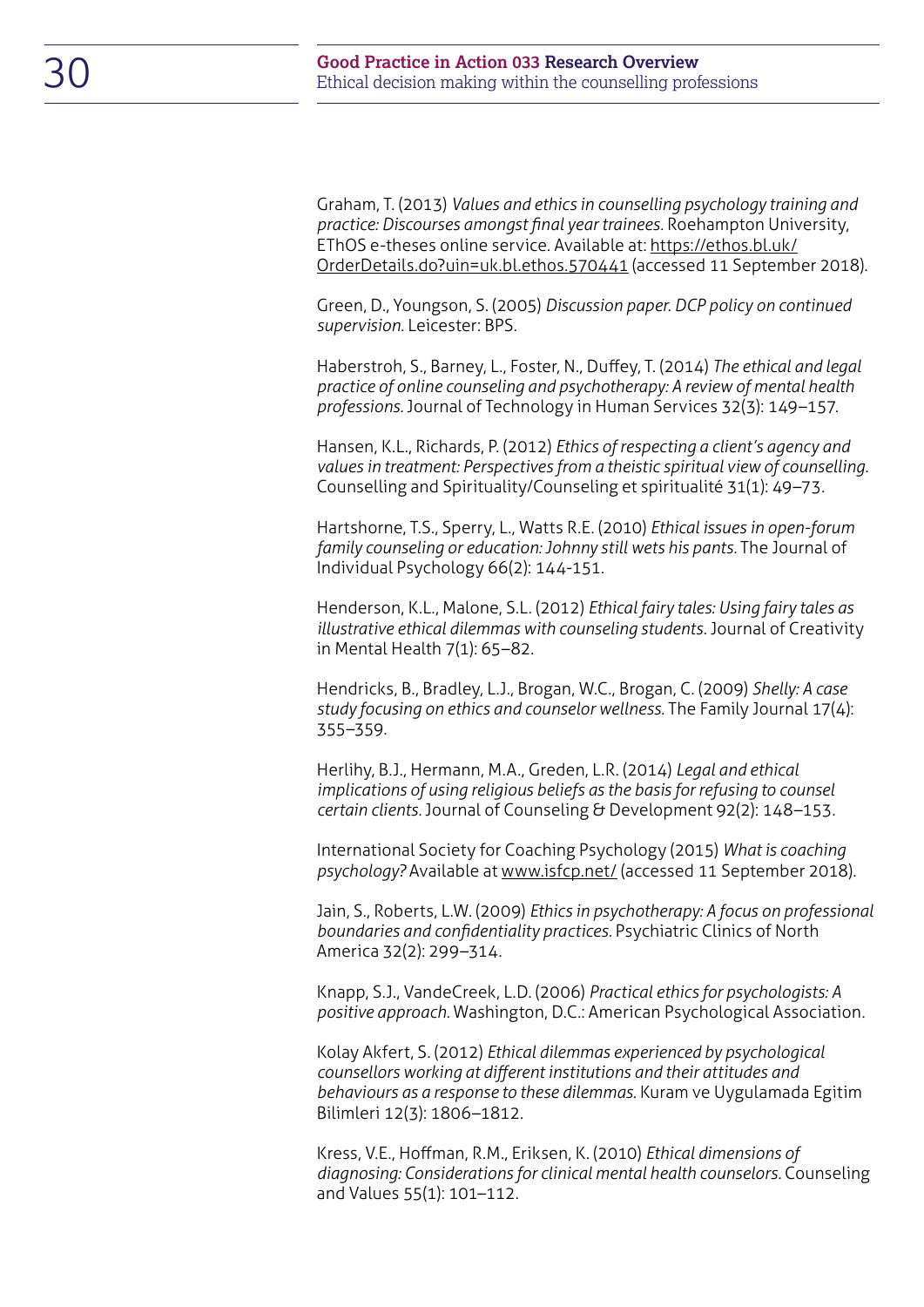Graham, T. (2013) *Values and ethics in counselling psychology training and practice: Discourses amongst final year trainees.* Roehampton University, EThOS e-theses online service. Available at: https://ethos.bl.uk/OrderDetails.do?uin=uk.bl.ethos.570441 (accessed 11 September 2018).

Green, D., Youngson, S. (2005) *Discussion paper. DCP policy on continued supervision.* Leicester: BPS.

Haberstroh, S., Barney, L., Foster, N., Duffey, T. (2014) *The ethical and legal practice of online counseling and psychotherapy: A review of mental health professions.* Journal of Technology in Human Services 32(3): 149–157.

Hansen, K.L., Richards, P. (2012) *Ethics of respecting a client's agency and values in treatment: Perspectives from a theistic spiritual view of counselling.* Counselling and Spirituality/Counseling et spiritualité 31(1): 49–73.

Hartshorne, T.S., Sperry, L., Watts R.E. (2010) *Ethical issues in open-forum family counseling or education: Johnny still wets his pants.* The Journal of Individual Psychology 66(2): 144-151.

Henderson, K.L., Malone, S.L. (2012) *Ethical fairy tales: Using fairy tales as illustrative ethical dilemmas with counseling students.* Journal of Creativity in Mental Health 7(1): 65–82.

Hendricks, B., Bradley, L.J., Brogan, W.C., Brogan, C. (2009) *Shelly: A case study focusing on ethics and counselor wellness.* The Family Journal 17(4): 355–359.

Herlihy, B.J., Hermann, M.A., Greden, L.R. (2014) *Legal and ethical implications of using religious beliefs as the basis for refusing to counsel certain clients.* Journal of Counseling & Development 92(2): 148–153.

International Society for Coaching Psychology (2015) *What is coaching psychology?* Available at www.isfcp.net/ (accessed 11 September 2018).

Jain, S., Roberts, L.W. (2009) *Ethics in psychotherapy: A focus on professional boundaries and confidentiality practices.* Psychiatric Clinics of North America 32(2): 299–314.

Knapp, S.J., VandeCreek, L.D. (2006) *Practical ethics for psychologists: A positive approach.* Washington, D.C.: American Psychological Association.

Kolay Akfert, S. (2012) *Ethical dilemmas experienced by psychological counsellors working at different institutions and their attitudes and behaviours as a response to these dilemmas.* Kuram ve Uygulamada Egitim Bilimleri 12(3): 1806–1812.

Kress, V.E., Hoffman, R.M., Eriksen, K. (2010) *Ethical dimensions of diagnosing: Considerations for clinical mental health counselors.* Counseling and Values 55(1): 101–112.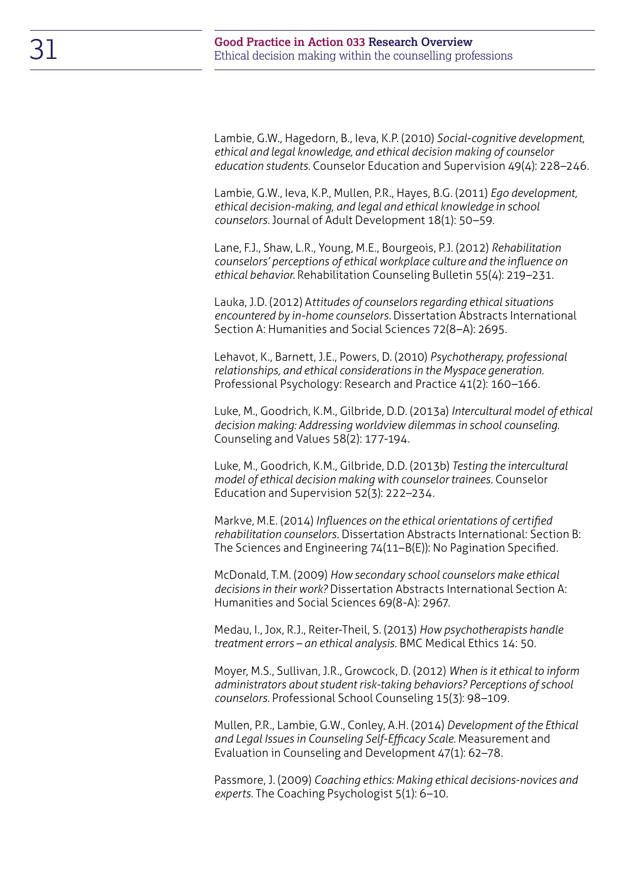Lambie, G.W., Hagedorn, B., Ieva, K.P. (2010) *Social-cognitive development, ethical and legal knowledge, and ethical decision making of counselor education students.* Counselor Education and Supervision 49(4): 228–246.

Lambie, G.W., Ieva, K.P., Mullen, P.R., Hayes, B.G. (2011) *Ego development, ethical decision-making, and legal and ethical knowledge in school counselors.* Journal of Adult Development 18(1): 50–59.

Lane, F.J., Shaw, L.R., Young, M.E., Bourgeois, P.J. (2012) *Rehabilitation counselors' perceptions of ethical workplace culture and the influence on ethical behavior.* Rehabilitation Counseling Bulletin 55(4): 219–231.

Lauka, J.D. (2012) A*ttitudes of counselors regarding ethical situations encountered by in-home counselors.* Dissertation Abstracts International Section A: Humanities and Social Sciences 72(8–A): 2695.

Lehavot, K., Barnett, J.E., Powers, D. (2010) *Psychotherapy, professional relationships, and ethical considerations in the Myspace generation.* Professional Psychology: Research and Practice 41(2): 160–166.

Luke, M., Goodrich, K.M., Gilbride, D.D. (2013a) *Intercultural model of ethical decision making: Addressing worldview dilemmas in school counseling.* Counseling and Values 58(2): 177-194.

Luke, M., Goodrich, K.M., Gilbride, D.D. (2013b) *Testing the intercultural model of ethical decision making with counselor trainees.* Counselor Education and Supervision 52(3): 222–234.

Markve, M.E. (2014) *Influences on the ethical orientations of certified rehabilitation counselors.* Dissertation Abstracts International: Section B: The Sciences and Engineering 74(11–B(E)): No Pagination Specified.

McDonald, T.M. (2009) *How secondary school counselors make ethical decisions in their work?* Dissertation Abstracts International Section A: Humanities and Social Sciences 69(8-A): 2967.

Medau, I., Jox, R.J., Reiter-Theil, S. (2013) *How psychotherapists handle treatment errors – an ethical analysis.* BMC Medical Ethics 14: 50.

Moyer, M.S., Sullivan, J.R., Growcock, D. (2012) *When is it ethical to inform administrators about student risk-taking behaviors? Perceptions of school counselors.* Professional School Counseling 15(3): 98–109.

Mullen, P.R., Lambie, G.W., Conley, A.H. (2014) *Development of the Ethical and Legal Issues in Counseling Self-Efficacy Scale.* Measurement and Evaluation in Counseling and Development 47(1): 62–78.

Passmore, J. (2009) *Coaching ethics: Making ethical decisions-novices and experts.* The Coaching Psychologist 5(1): 6–10.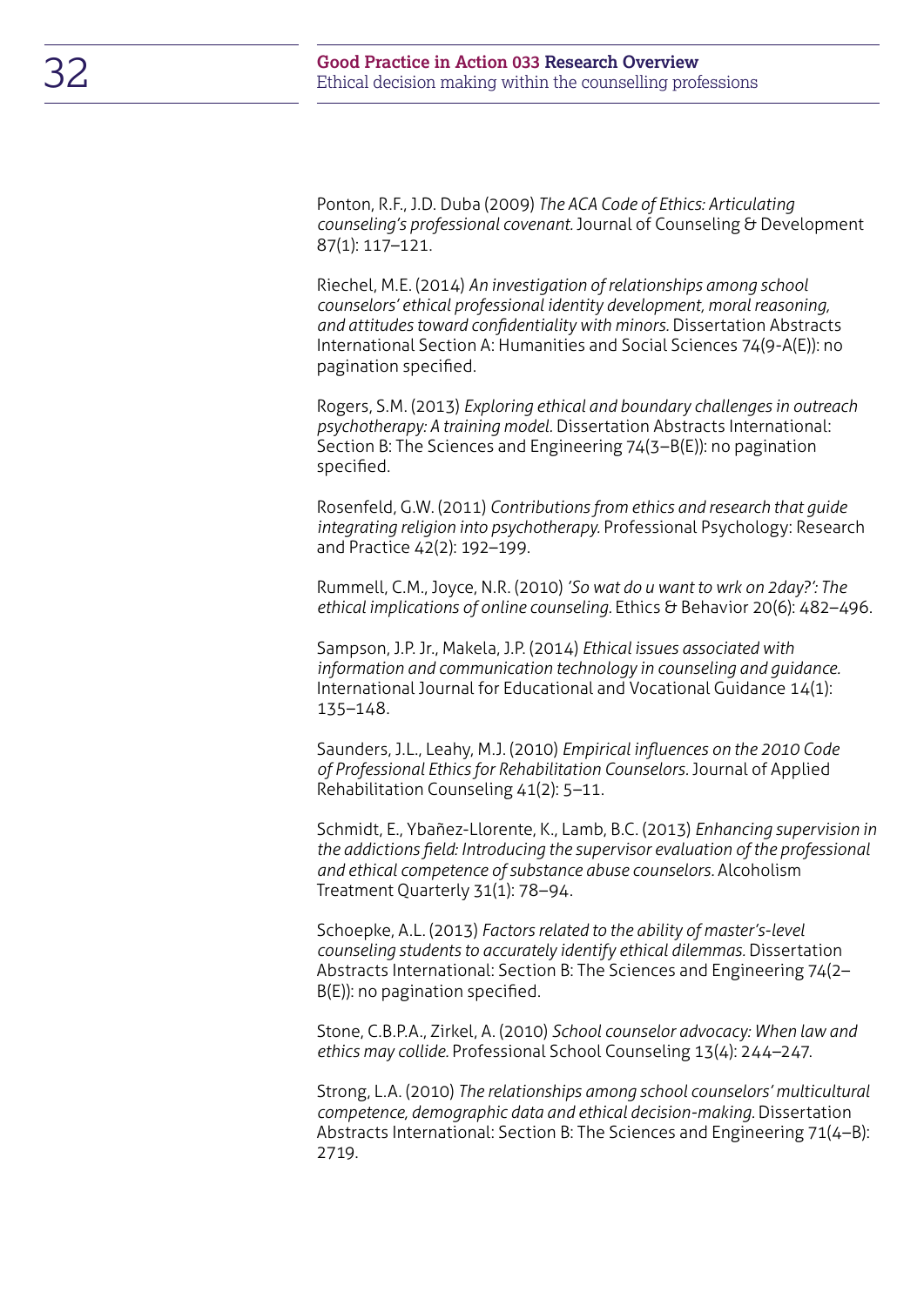Ponton, R.F., J.D. Duba (2009) *The ACA Code of Ethics: Articulating counseling's professional covenant.* Journal of Counseling & Development 87(1): 117–121.

Riechel, M.E. (2014) *An investigation of relationships among school counselors' ethical professional identity development, moral reasoning, and attitudes toward confidentiality with minors.* Dissertation Abstracts International Section A: Humanities and Social Sciences 74(9-A(E)): no pagination specified.

Rogers, S.M. (2013) *Exploring ethical and boundary challenges in outreach psychotherapy: A training model.* Dissertation Abstracts International: Section B: The Sciences and Engineering 74(3–B(E)): no pagination specified.

Rosenfeld, G.W. (2011) *Contributions from ethics and research that guide integrating religion into psychotherapy.* Professional Psychology: Research and Practice 42(2): 192–199.

Rummell, C.M., Joyce, N.R. (2010) *'So wat do u want to wrk on 2day?': The ethical implications of online counseling.* Ethics & Behavior 20(6): 482–496.

Sampson, J.P. Jr., Makela, J.P. (2014) *Ethical issues associated with information and communication technology in counseling and guidance.* International Journal for Educational and Vocational Guidance 14(1): 135–148.

Saunders, J.L., Leahy, M.J. (2010) *Empirical influences on the 2010 Code of Professional Ethics for Rehabilitation Counselors.* Journal of Applied Rehabilitation Counseling 41(2): 5–11.

Schmidt, E., Ybañez-Llorente, K., Lamb, B.C. (2013) *Enhancing supervision in the addictions field: Introducing the supervisor evaluation of the professional and ethical competence of substance abuse counselors.* Alcoholism Treatment Quarterly 31(1): 78–94.

Schoepke, A.L. (2013) *Factors related to the ability of master's-level counseling students to accurately identify ethical dilemmas.* Dissertation Abstracts International: Section B: The Sciences and Engineering 74(2–B(E)): no pagination specified.

Stone, C.B.P.A., Zirkel, A. (2010) *School counselor advocacy: When law and ethics may collide.* Professional School Counseling 13(4): 244–247.

Strong, L.A. (2010) *The relationships among school counselors' multicultural competence, demographic data and ethical decision-making.* Dissertation Abstracts International: Section B: The Sciences and Engineering 71(4–B): 2719.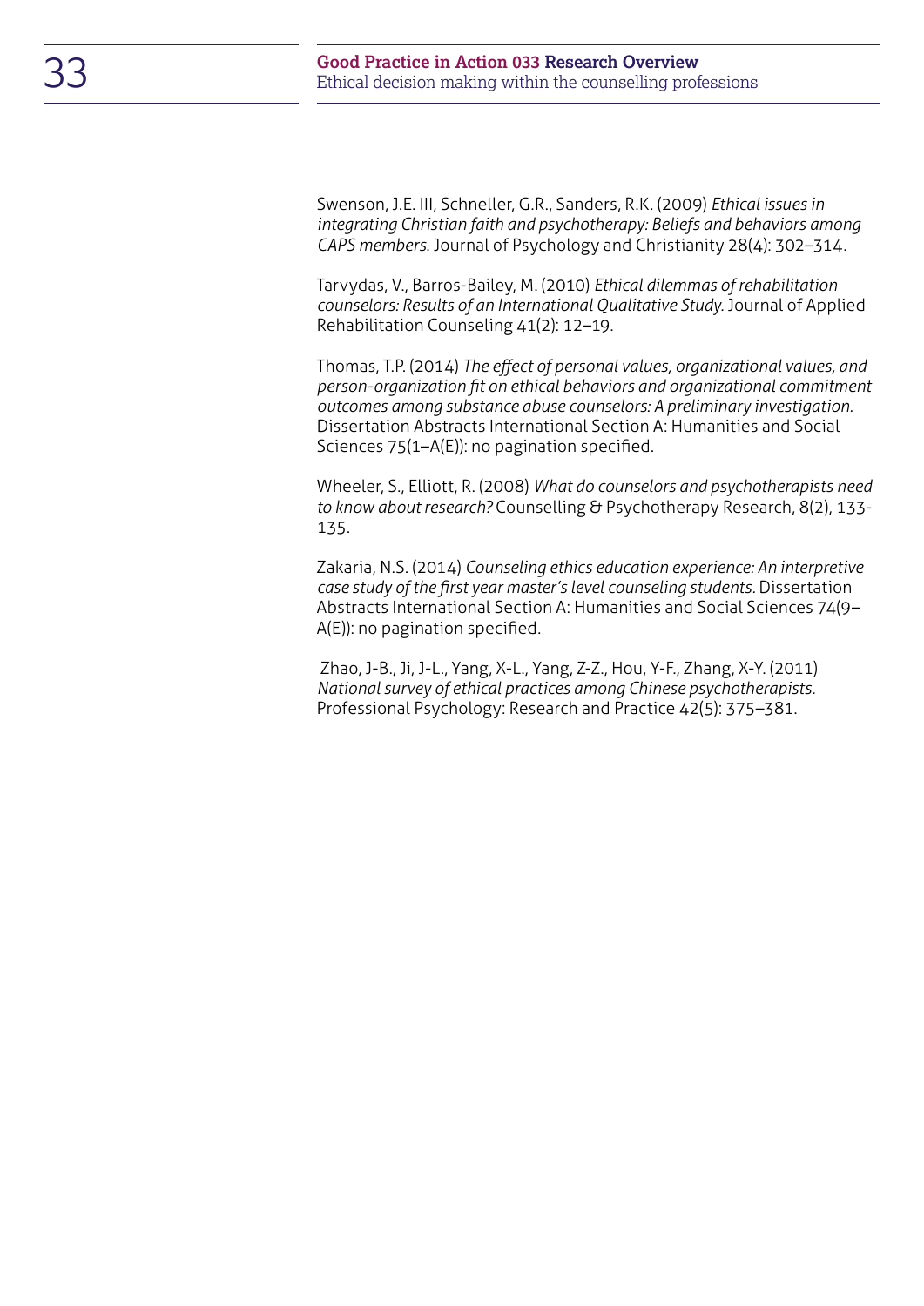Swenson, J.E. III, Schneller, G.R., Sanders, R.K. (2009) *Ethical issues in integrating Christian faith and psychotherapy: Beliefs and behaviors among CAPS members.* Journal of Psychology and Christianity 28(4): 302–314.

Tarvydas, V., Barros-Bailey, M. (2010) *Ethical dilemmas of rehabilitation counselors: Results of an International Qualitative Study.* Journal of Applied Rehabilitation Counseling 41(2): 12–19.

Thomas, T.P. (2014) *The effect of personal values, organizational values, and person-organization fit on ethical behaviors and organizational commitment outcomes among substance abuse counselors: A preliminary investigation.* Dissertation Abstracts International Section A: Humanities and Social Sciences 75(1–A(E)): no pagination specified.

Wheeler, S., Elliott, R. (2008) *What do counselors and psychotherapists need to know about research?* Counselling & Psychotherapy Research, 8(2), 133-135.

Zakaria, N.S. (2014) *Counseling ethics education experience: An interpretive case study of the first year master's level counseling students.* Dissertation Abstracts International Section A: Humanities and Social Sciences 74(9–A(E)): no pagination specified.

Zhao, J-B., Ji, J-L., Yang, X-L., Yang, Z-Z., Hou, Y-F., Zhang, X-Y. (2011) *National survey of ethical practices among Chinese psychotherapists.* Professional Psychology: Research and Practice 42(5): 375–381.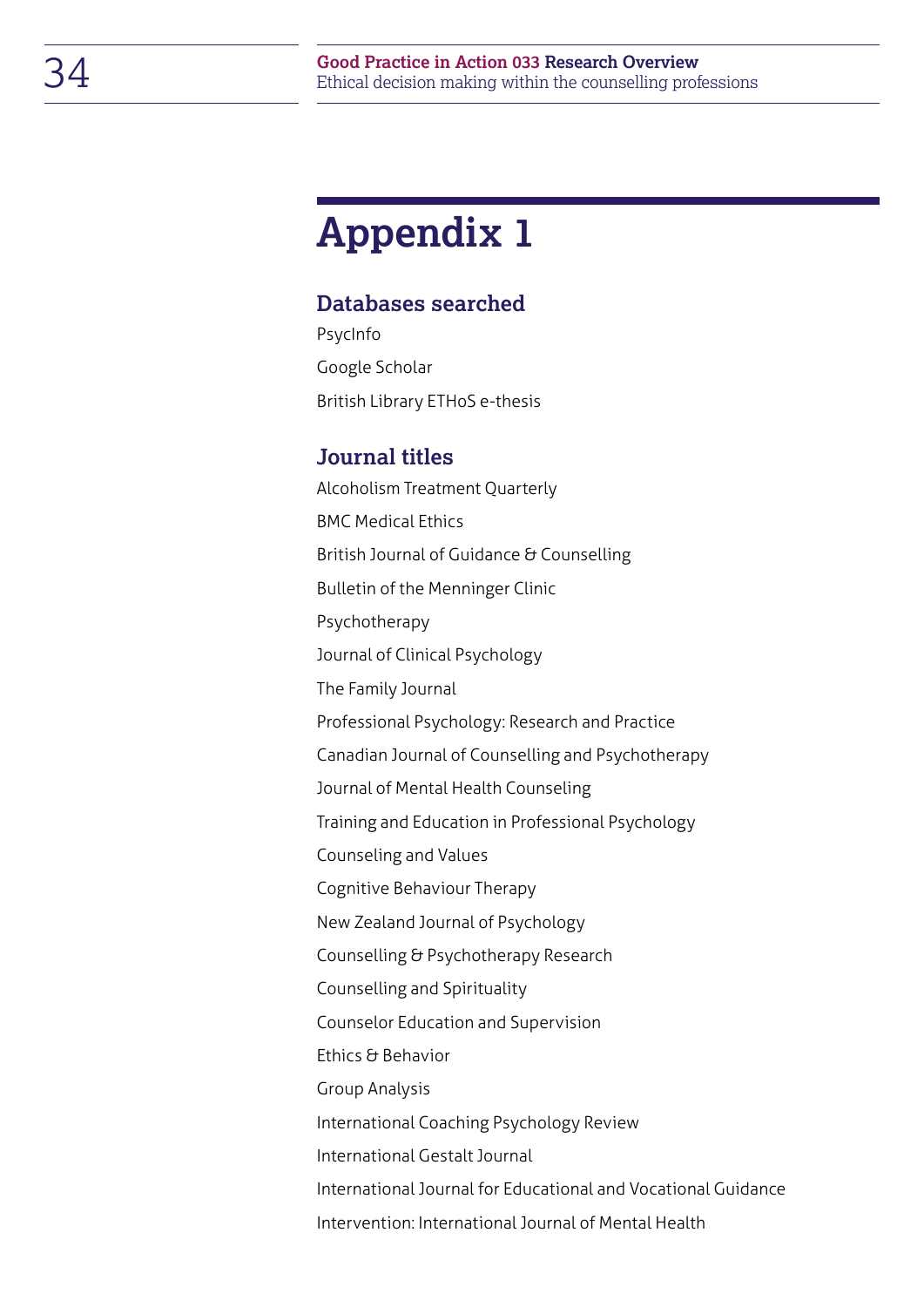# Appendix 1

## Databases searched

PsycInfo

Google Scholar

British Library ETHoS e-thesis

## Journal titles

Alcoholism Treatment Quarterly

BMC Medical Ethics

British Journal of Guidance & Counselling

Bulletin of the Menninger Clinic

Psychotherapy

Journal of Clinical Psychology

The Family Journal

Professional Psychology: Research and Practice

Canadian Journal of Counselling and Psychotherapy

Journal of Mental Health Counseling

Training and Education in Professional Psychology

Counseling and Values

Cognitive Behaviour Therapy

New Zealand Journal of Psychology

Counselling & Psychotherapy Research

Counselling and Spirituality

Counselor Education and Supervision

Ethics & Behavior

Group Analysis

International Coaching Psychology Review

International Gestalt Journal

International Journal for Educational and Vocational Guidance

Intervention: International Journal of Mental Health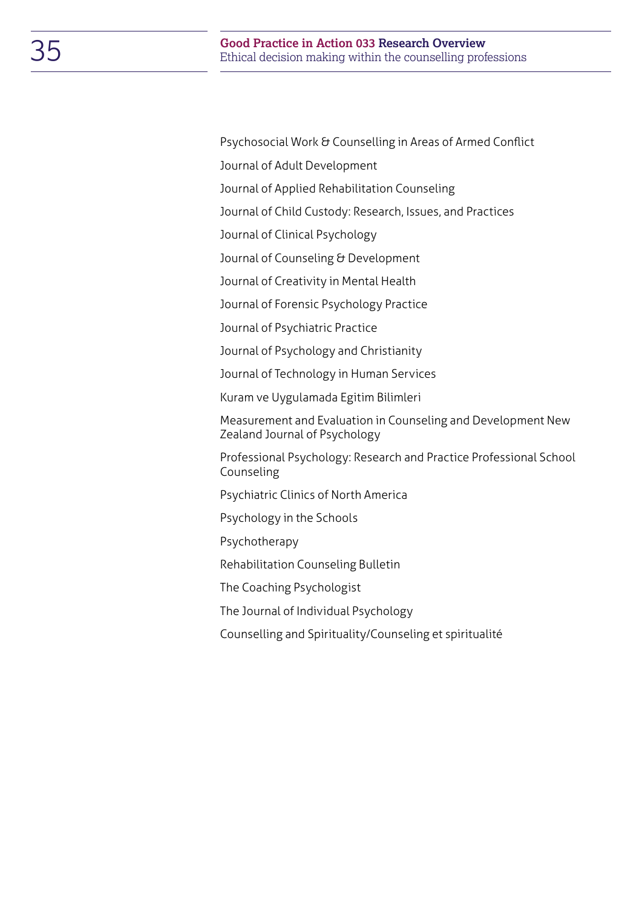Psychosocial Work & Counselling in Areas of Armed Conflict

Journal of Adult Development

Journal of Applied Rehabilitation Counseling

Journal of Child Custody: Research, Issues, and Practices

Journal of Clinical Psychology

Journal of Counseling & Development

Journal of Creativity in Mental Health

Journal of Forensic Psychology Practice

Journal of Psychiatric Practice

Journal of Psychology and Christianity

Journal of Technology in Human Services

Kuram ve Uygulamada Egitim Bilimleri

Measurement and Evaluation in Counseling and Development New Zealand Journal of Psychology

Professional Psychology: Research and Practice Professional School Counseling

Psychiatric Clinics of North America

Psychology in the Schools

Psychotherapy

Rehabilitation Counseling Bulletin

The Coaching Psychologist

The Journal of Individual Psychology

Counselling and Spirituality/Counseling et spiritualité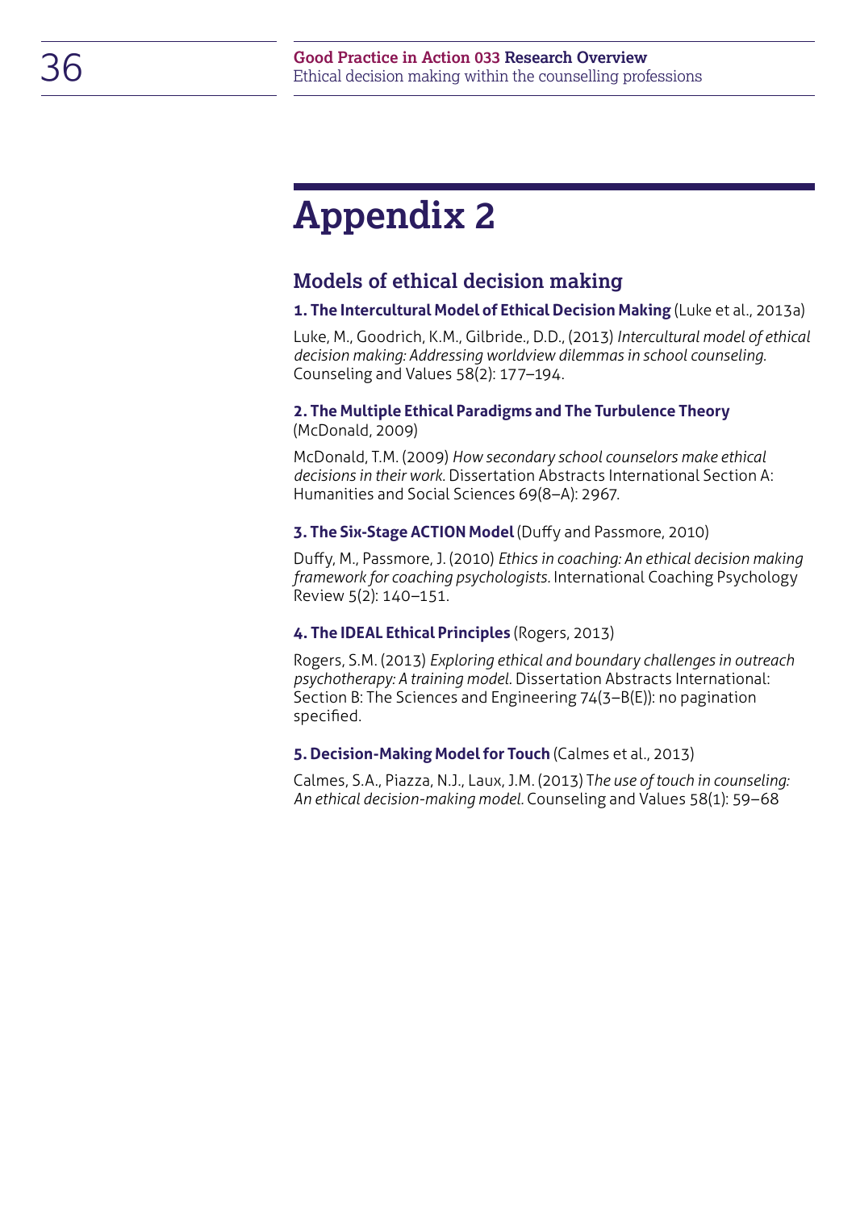# Appendix 2

## Models of ethical decision making

**1. The Intercultural Model of Ethical Decision Making** (Luke et al., 2013a)

Luke, M., Goodrich, K.M., Gilbride., D.D., (2013) *Intercultural model of ethical decision making: Addressing worldview dilemmas in school counseling.* Counseling and Values 58(2): 177–194.

**2. The Multiple Ethical Paradigms and The Turbulence Theory** (McDonald, 2009)

McDonald, T.M. (2009) *How secondary school counselors make ethical decisions in their work.* Dissertation Abstracts International Section A: Humanities and Social Sciences 69(8–A): 2967.

**3. The Six-Stage ACTION Model** (Duffy and Passmore, 2010)

Duffy, M., Passmore, J. (2010) *Ethics in coaching: An ethical decision making framework for coaching psychologists.* International Coaching Psychology Review 5(2): 140–151.

**4. The IDEAL Ethical Principles** (Rogers, 2013)

Rogers, S.M. (2013) *Exploring ethical and boundary challenges in outreach psychotherapy: A training model.* Dissertation Abstracts International: Section B: The Sciences and Engineering 74(3–B(E)): no pagination specified.

**5. Decision-Making Model for Touch** (Calmes et al., 2013)

Calmes, S.A., Piazza, N.J., Laux, J.M. (2013) T*he use of touch in counseling: An ethical decision-making model.* Counseling and Values 58(1): 59–68